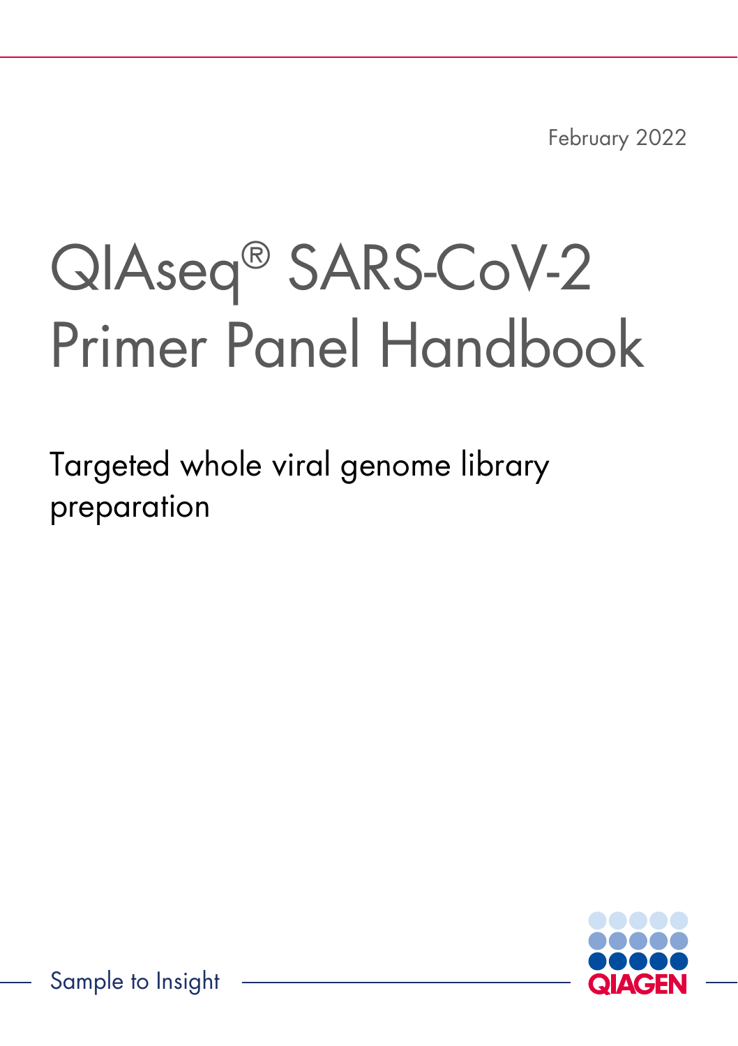February 2022

# QIAseq® SARS-CoV-2 Primer Panel Handbook

Targeted whole viral genome library preparation

Sample to Insight

QIAGEN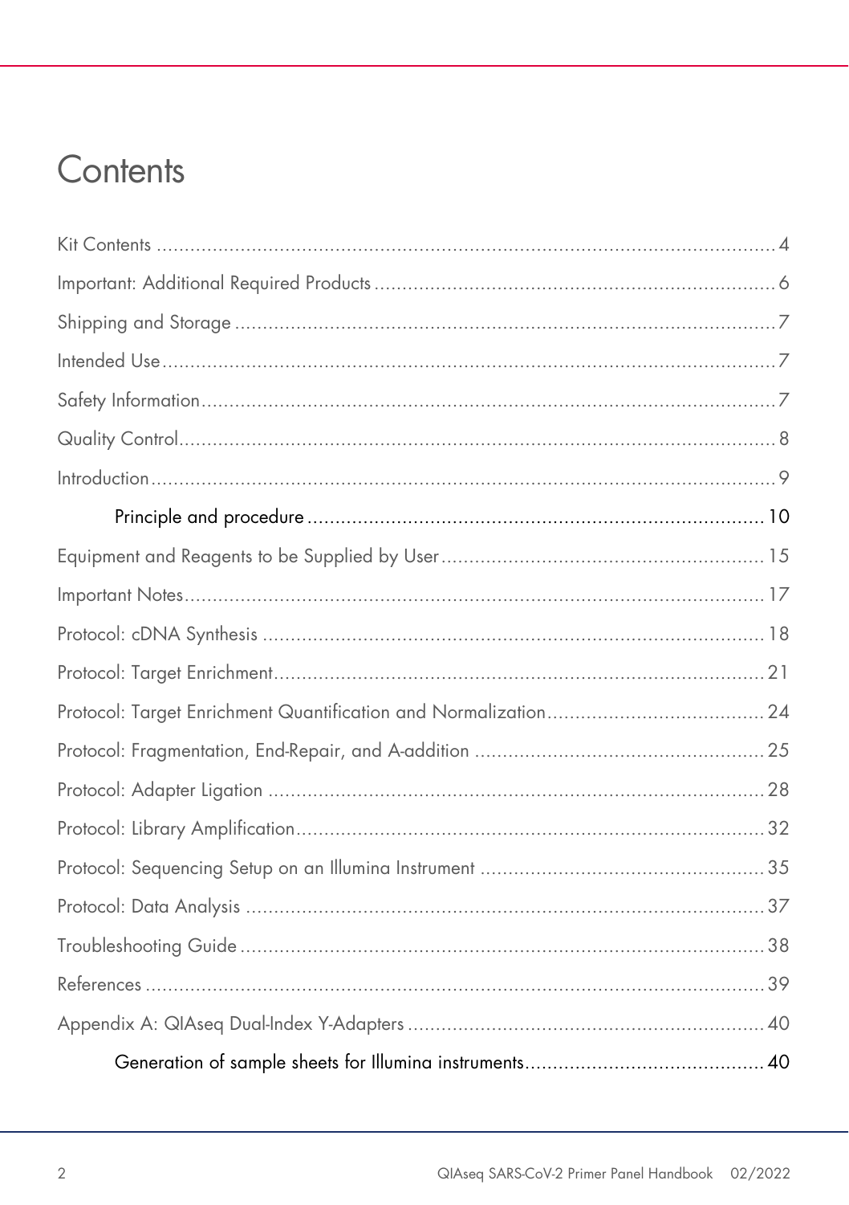# Contents

Kit Contents ..... 4

Important: Additional Required Products ..... 6

Shipping and Storage ..... 7

Intended Use ..... 7

Safety Information ..... 7

Quality Control ..... 8

Introduction ..... 9

- Principle and procedure ..... 10

Equipment and Reagents to be Supplied by User ..... 15

Important Notes ..... 17

Protocol: cDNA Synthesis ..... 18

Protocol: Target Enrichment ..... 21

Protocol: Target Enrichment Quantification and Normalization ..... 24

Protocol: Fragmentation, End-Repair, and A-addition ..... 25

Protocol: Adapter Ligation ..... 28

Protocol: Library Amplification ..... 32

Protocol: Sequencing Setup on an Illumina Instrument ..... 35

Protocol: Data Analysis ..... 37

Troubleshooting Guide ..... 38

References ..... 39

Appendix A: QIAseq Dual-Index Y-Adapters ..... 40

- Generation of sample sheets for Illumina instruments ..... 40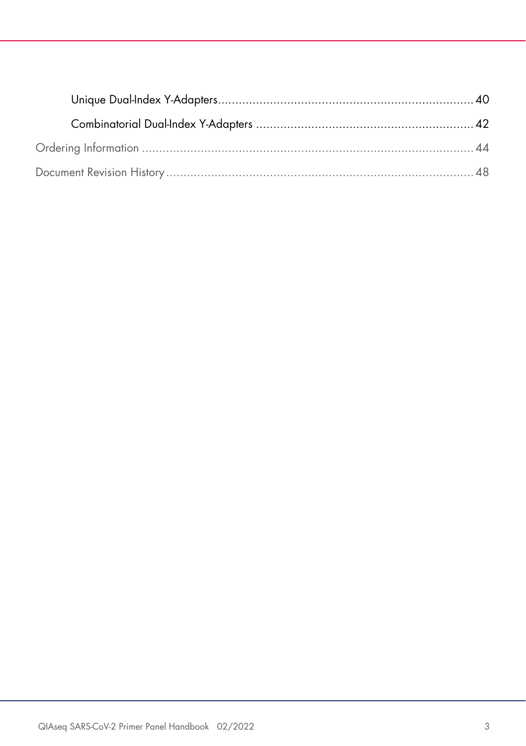Unique Dual-Index Y-Adapters........................................................................ 40

Combinatorial Dual-Index Y-Adapters ............................................................... 42

Ordering Information ................................................................................................ 44

Document Revision History ........................................................................................ 48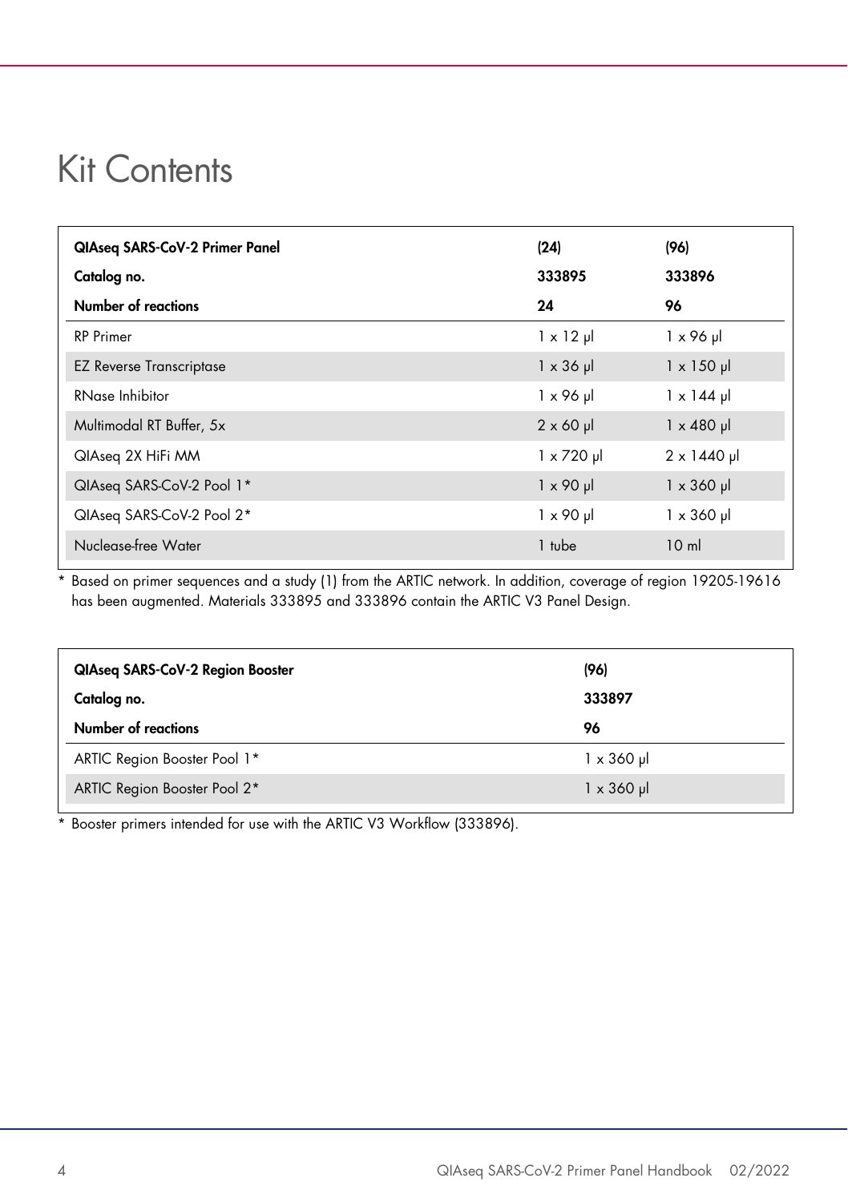# Kit Contents

| QIAseq SARS-CoV-2 Primer Panel | (24) | (96) |
|---|---|---|
| **Catalog no.** | **333895** | **333896** |
| **Number of reactions** | **24** | **96** |
| RP Primer | 1 x 12 µl | 1 x 96 µl |
| EZ Reverse Transcriptase | 1 x 36 µl | 1 x 150 µl |
| RNase Inhibitor | 1 x 96 µl | 1 x 144 µl |
| Multimodal RT Buffer, 5x | 2 x 60 µl | 1 x 480 µl |
| QIAseq 2X HiFi MM | 1 x 720 µl | 2 x 1440 µl |
| QIAseq SARS-CoV-2 Pool 1* | 1 x 90 µl | 1 x 360 µl |
| QIAseq SARS-CoV-2 Pool 2* | 1 x 90 µl | 1 x 360 µl |
| Nuclease-free Water | 1 tube | 10 ml |

\* Based on primer sequences and a study (1) from the ARTIC network. In addition, coverage of region 19205-19616 has been augmented. Materials 333895 and 333896 contain the ARTIC V3 Panel Design.

| QIAseq SARS-CoV-2 Region Booster | (96) |
|---|---|
| **Catalog no.** | **333897** |
| **Number of reactions** | **96** |
| ARTIC Region Booster Pool 1* | 1 x 360 µl |
| ARTIC Region Booster Pool 2* | 1 x 360 µl |

\* Booster primers intended for use with the ARTIC V3 Workflow (333896).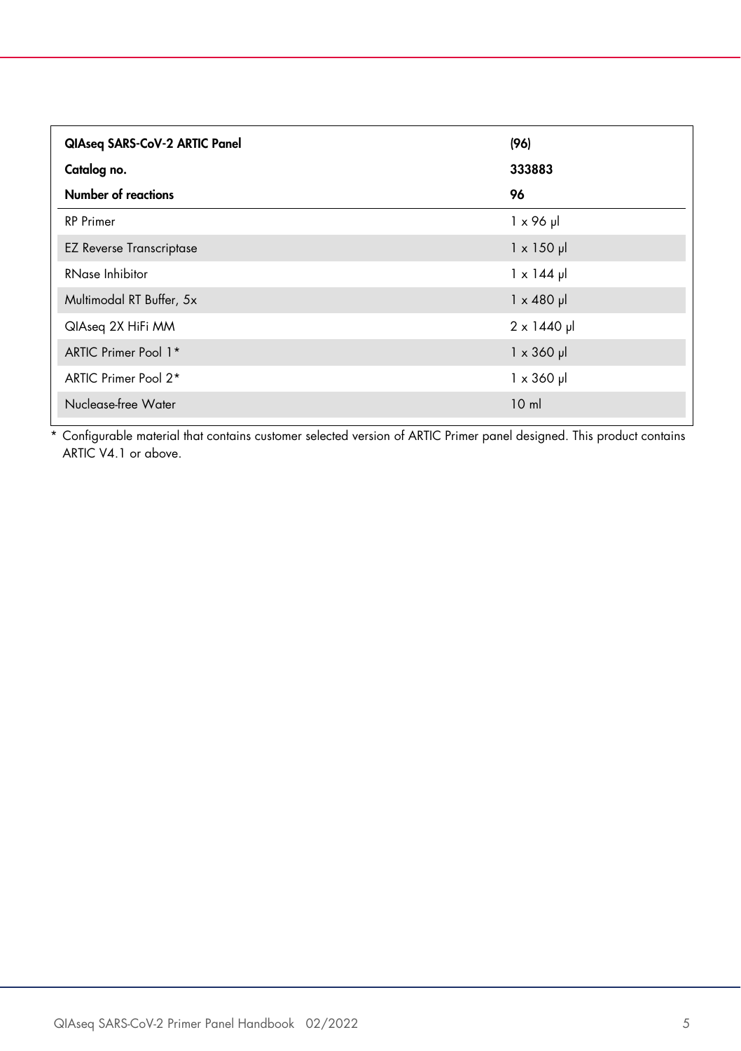| **QIAseq SARS-CoV-2 ARTIC Panel** | **(96)** |
|---|---|
| **Catalog no.** | **333883** |
| **Number of reactions** | **96** |
| RP Primer | 1 x 96 µl |
| EZ Reverse Transcriptase | 1 x 150 µl |
| RNase Inhibitor | 1 x 144 µl |
| Multimodal RT Buffer, 5x | 1 x 480 µl |
| QIAseq 2X HiFi MM | 2 x 1440 µl |
| ARTIC Primer Pool 1* | 1 x 360 µl |
| ARTIC Primer Pool 2* | 1 x 360 µl |
| Nuclease-free Water | 10 ml |

\* Configurable material that contains customer selected version of ARTIC Primer panel designed. This product contains ARTIC V4.1 or above.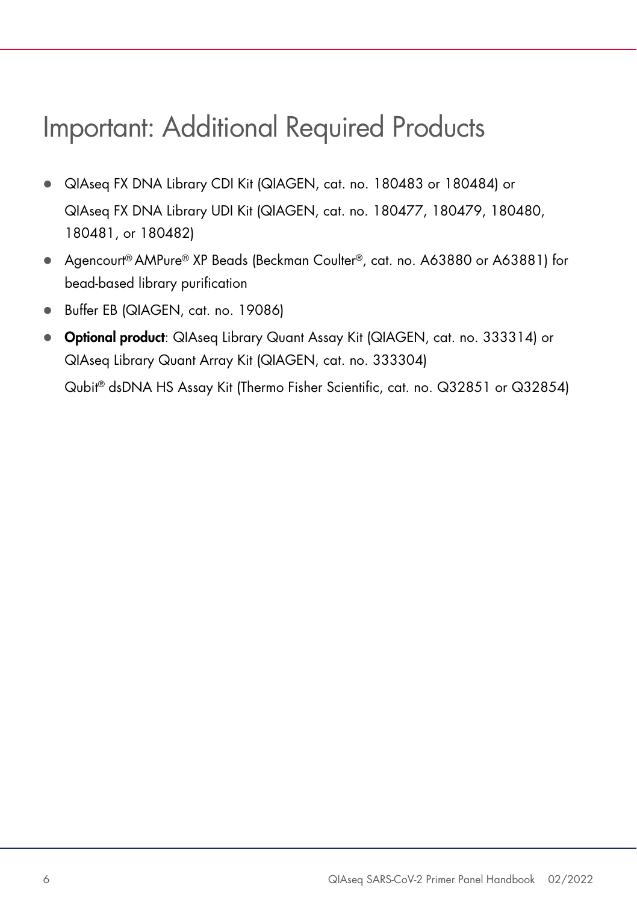# Important: Additional Required Products

- QIAseq FX DNA Library CDI Kit (QIAGEN, cat. no. 180483 or 180484) or QIAseq FX DNA Library UDI Kit (QIAGEN, cat. no. 180477, 180479, 180480, 180481, or 180482)
- Agencourt® AMPure® XP Beads (Beckman Coulter®, cat. no. A63880 or A63881) for bead-based library purification
- Buffer EB (QIAGEN, cat. no. 19086)
- **Optional product**: QIAseq Library Quant Assay Kit (QIAGEN, cat. no. 333314) or QIAseq Library Quant Array Kit (QIAGEN, cat. no. 333304)

  Qubit® dsDNA HS Assay Kit (Thermo Fisher Scientific, cat. no. Q32851 or Q32854)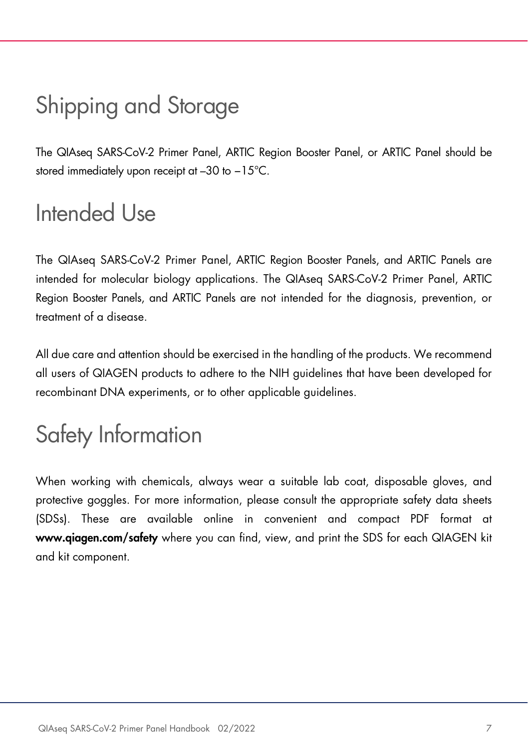# Shipping and Storage

The QIAseq SARS-CoV-2 Primer Panel, ARTIC Region Booster Panel, or ARTIC Panel should be stored immediately upon receipt at –30 to –15°C.

# Intended Use

The QIAseq SARS-CoV-2 Primer Panel, ARTIC Region Booster Panels, and ARTIC Panels are intended for molecular biology applications. The QIAseq SARS-CoV-2 Primer Panel, ARTIC Region Booster Panels, and ARTIC Panels are not intended for the diagnosis, prevention, or treatment of a disease.

All due care and attention should be exercised in the handling of the products. We recommend all users of QIAGEN products to adhere to the NIH guidelines that have been developed for recombinant DNA experiments, or to other applicable guidelines.

# Safety Information

When working with chemicals, always wear a suitable lab coat, disposable gloves, and protective goggles. For more information, please consult the appropriate safety data sheets (SDSs). These are available online in convenient and compact PDF format at **www.qiagen.com/safety** where you can find, view, and print the SDS for each QIAGEN kit and kit component.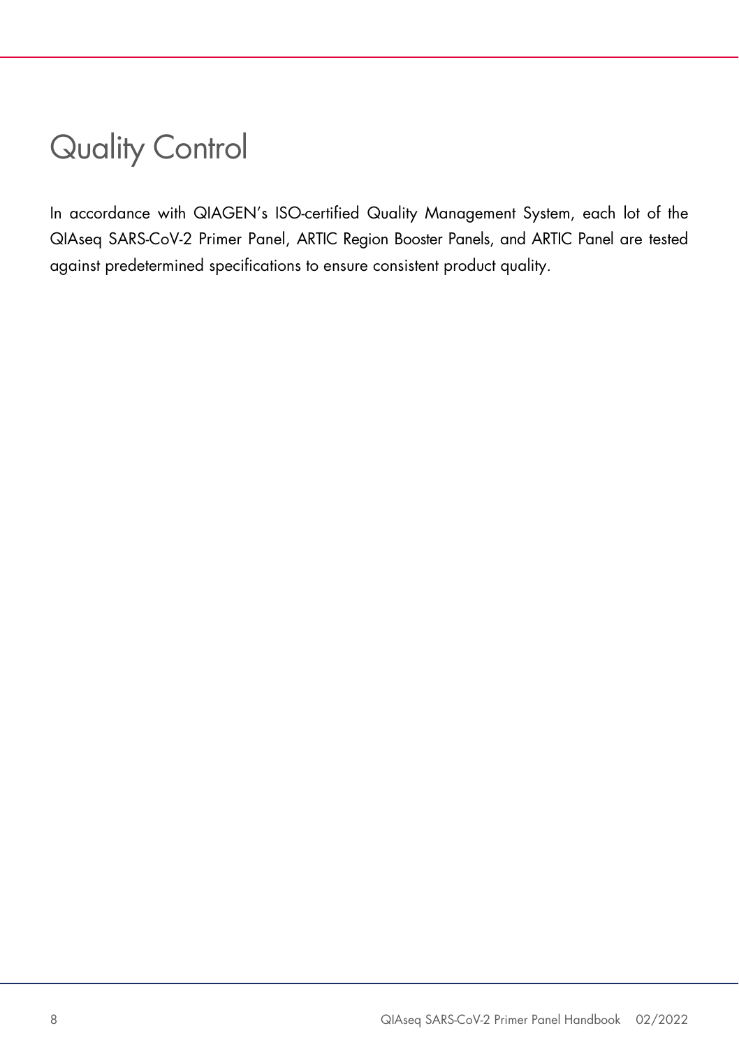# Quality Control

In accordance with QIAGEN's ISO-certified Quality Management System, each lot of the QIAseq SARS-CoV-2 Primer Panel, ARTIC Region Booster Panels, and ARTIC Panel are tested against predetermined specifications to ensure consistent product quality.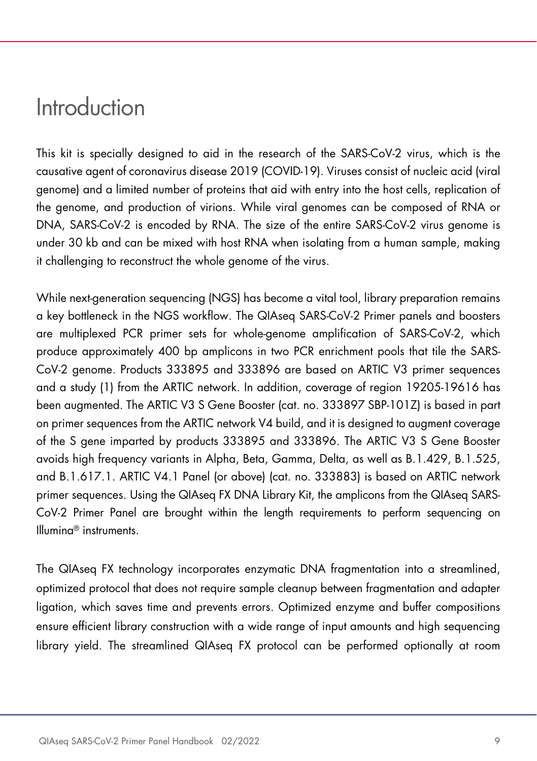# Introduction

This kit is specially designed to aid in the research of the SARS-CoV-2 virus, which is the causative agent of coronavirus disease 2019 (COVID-19). Viruses consist of nucleic acid (viral genome) and a limited number of proteins that aid with entry into the host cells, replication of the genome, and production of virions. While viral genomes can be composed of RNA or DNA, SARS-CoV-2 is encoded by RNA. The size of the entire SARS-CoV-2 virus genome is under 30 kb and can be mixed with host RNA when isolating from a human sample, making it challenging to reconstruct the whole genome of the virus.

While next-generation sequencing (NGS) has become a vital tool, library preparation remains a key bottleneck in the NGS workflow. The QIAseq SARS-CoV-2 Primer panels and boosters are multiplexed PCR primer sets for whole-genome amplification of SARS-CoV-2, which produce approximately 400 bp amplicons in two PCR enrichment pools that tile the SARS-CoV-2 genome. Products 333895 and 333896 are based on ARTIC V3 primer sequences and a study (1) from the ARTIC network. In addition, coverage of region 19205-19616 has been augmented. The ARTIC V3 S Gene Booster (cat. no. 333897 SBP-101Z) is based in part on primer sequences from the ARTIC network V4 build, and it is designed to augment coverage of the S gene imparted by products 333895 and 333896. The ARTIC V3 S Gene Booster avoids high frequency variants in Alpha, Beta, Gamma, Delta, as well as B.1.429, B.1.525, and B.1.617.1. ARTIC V4.1 Panel (or above) (cat. no. 333883) is based on ARTIC network primer sequences. Using the QIAseq FX DNA Library Kit, the amplicons from the QIAseq SARS-CoV-2 Primer Panel are brought within the length requirements to perform sequencing on Illumina® instruments.

The QIAseq FX technology incorporates enzymatic DNA fragmentation into a streamlined, optimized protocol that does not require sample cleanup between fragmentation and adapter ligation, which saves time and prevents errors. Optimized enzyme and buffer compositions ensure efficient library construction with a wide range of input amounts and high sequencing library yield. The streamlined QIAseq FX protocol can be performed optionally at room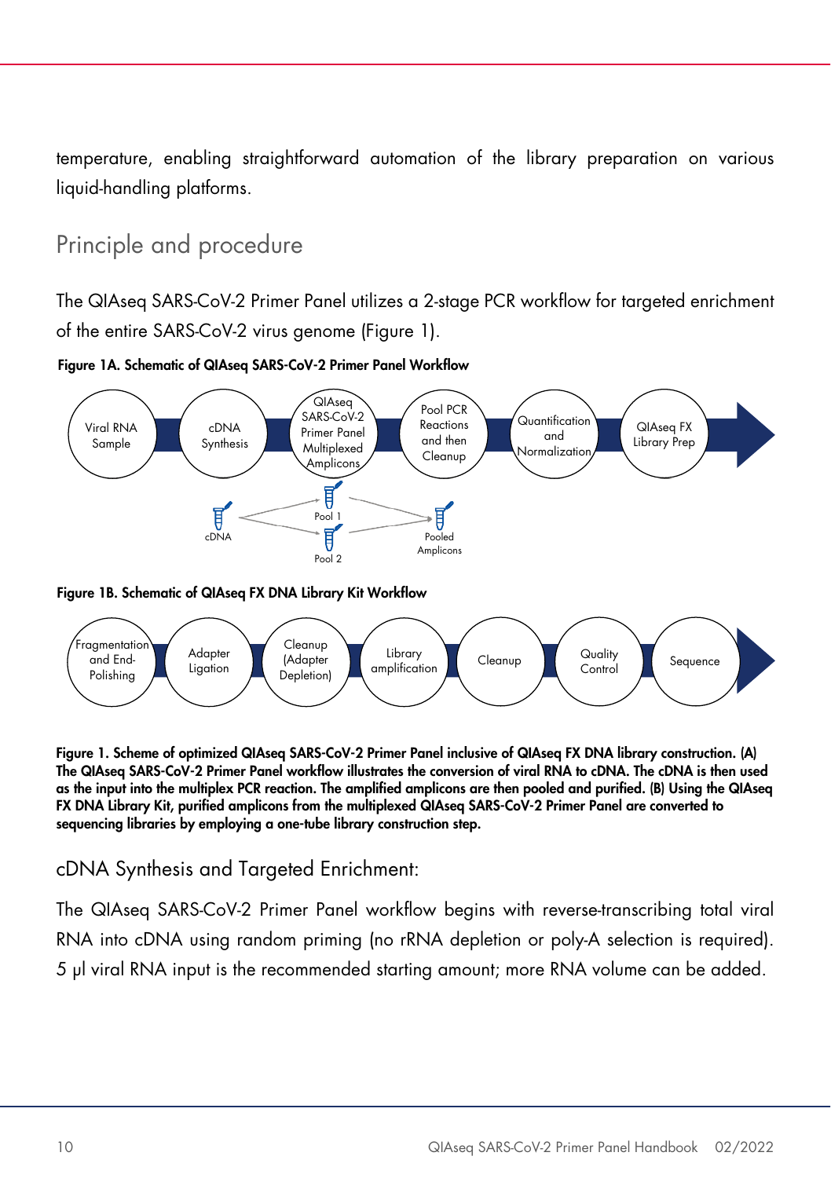temperature, enabling straightforward automation of the library preparation on various liquid-handling platforms.

## Principle and procedure

The QIAseq SARS-CoV-2 Primer Panel utilizes a 2-stage PCR workflow for targeted enrichment of the entire SARS-CoV-2 virus genome (Figure 1).

**Figure 1A. Schematic of QIAseq SARS-CoV-2 Primer Panel Workflow**

Viral RNA Sample → cDNA Synthesis → QIAseq SARS-CoV-2 Primer Panel Multiplexed Amplicons → Pool PCR Reactions and then Cleanup → Quantification and Normalization → QIAseq FX Library Prep

cDNA → Pool 1 / Pool 2 → Pooled Amplicons

**Figure 1B. Schematic of QIAseq FX DNA Library Kit Workflow**

Fragmentation and End-Polishing → Adapter Ligation → Cleanup (Adapter Depletion) → Library amplification → Cleanup → Quality Control → Sequence

**Figure 1. Scheme of optimized QIAseq SARS-CoV-2 Primer Panel inclusive of QIAseq FX DNA library construction. (A) The QIAseq SARS-CoV-2 Primer Panel workflow illustrates the conversion of viral RNA to cDNA. The cDNA is then used as the input into the multiplex PCR reaction. The amplified amplicons are then pooled and purified. (B) Using the QIAseq FX DNA Library Kit, purified amplicons from the multiplexed QIAseq SARS-CoV-2 Primer Panel are converted to sequencing libraries by employing a one-tube library construction step.**

### cDNA Synthesis and Targeted Enrichment:

The QIAseq SARS-CoV-2 Primer Panel workflow begins with reverse-transcribing total viral RNA into cDNA using random priming (no rRNA depletion or poly-A selection is required). 5 µl viral RNA input is the recommended starting amount; more RNA volume can be added.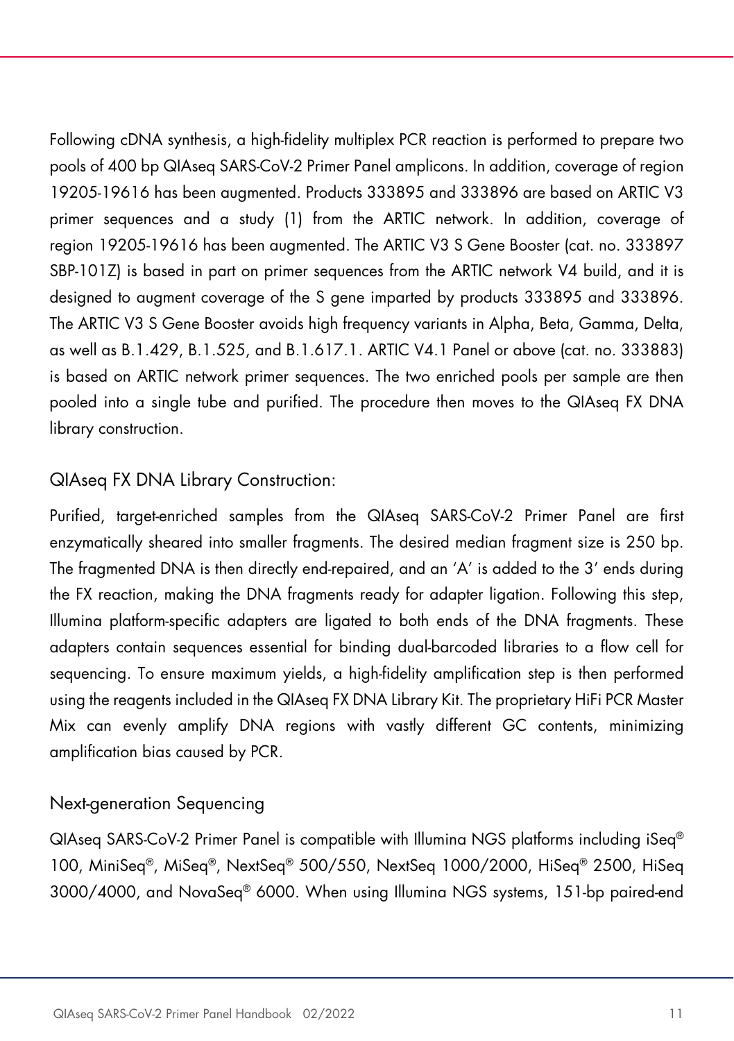Following cDNA synthesis, a high-fidelity multiplex PCR reaction is performed to prepare two pools of 400 bp QIAseq SARS-CoV-2 Primer Panel amplicons. In addition, coverage of region 19205-19616 has been augmented. Products 333895 and 333896 are based on ARTIC V3 primer sequences and a study (1) from the ARTIC network. In addition, coverage of region 19205-19616 has been augmented. The ARTIC V3 S Gene Booster (cat. no. 333897 SBP-101Z) is based in part on primer sequences from the ARTIC network V4 build, and it is designed to augment coverage of the S gene imparted by products 333895 and 333896. The ARTIC V3 S Gene Booster avoids high frequency variants in Alpha, Beta, Gamma, Delta, as well as B.1.429, B.1.525, and B.1.617.1. ARTIC V4.1 Panel or above (cat. no. 333883) is based on ARTIC network primer sequences. The two enriched pools per sample are then pooled into a single tube and purified. The procedure then moves to the QIAseq FX DNA library construction.

## QIAseq FX DNA Library Construction:

Purified, target-enriched samples from the QIAseq SARS-CoV-2 Primer Panel are first enzymatically sheared into smaller fragments. The desired median fragment size is 250 bp. The fragmented DNA is then directly end-repaired, and an 'A' is added to the 3' ends during the FX reaction, making the DNA fragments ready for adapter ligation. Following this step, Illumina platform-specific adapters are ligated to both ends of the DNA fragments. These adapters contain sequences essential for binding dual-barcoded libraries to a flow cell for sequencing. To ensure maximum yields, a high-fidelity amplification step is then performed using the reagents included in the QIAseq FX DNA Library Kit. The proprietary HiFi PCR Master Mix can evenly amplify DNA regions with vastly different GC contents, minimizing amplification bias caused by PCR.

## Next-generation Sequencing

QIAseq SARS-CoV-2 Primer Panel is compatible with Illumina NGS platforms including iSeq® 100, MiniSeq®, MiSeq®, NextSeq® 500/550, NextSeq 1000/2000, HiSeq® 2500, HiSeq 3000/4000, and NovaSeq® 6000. When using Illumina NGS systems, 151-bp paired-end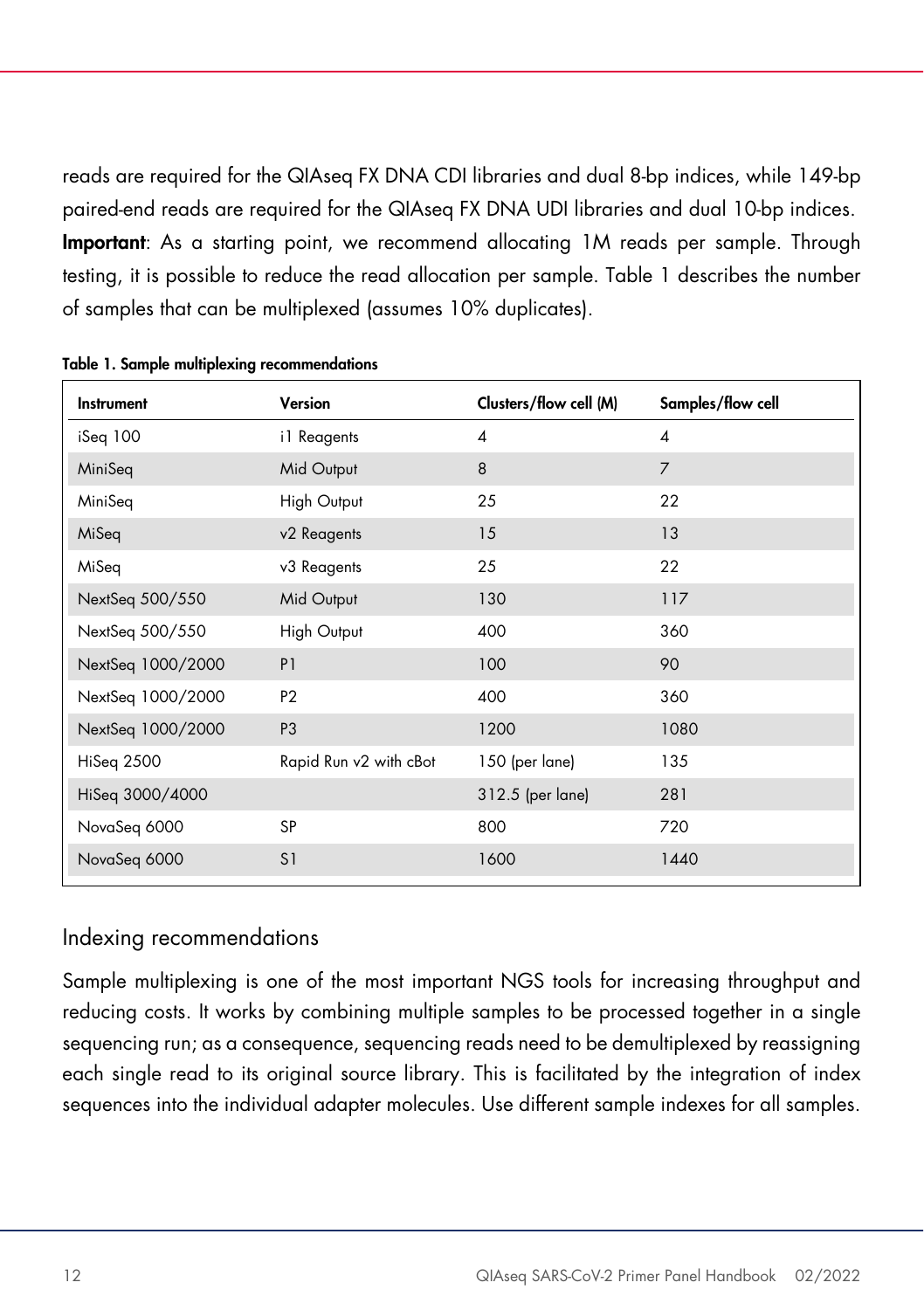reads are required for the QIAseq FX DNA CDI libraries and dual 8-bp indices, while 149-bp paired-end reads are required for the QIAseq FX DNA UDI libraries and dual 10-bp indices.

**Important**: As a starting point, we recommend allocating 1M reads per sample. Through testing, it is possible to reduce the read allocation per sample. Table 1 describes the number of samples that can be multiplexed (assumes 10% duplicates).

**Table 1. Sample multiplexing recommendations**

| Instrument | Version | Clusters/flow cell (M) | Samples/flow cell |
|---|---|---|---|
| iSeq 100 | i1 Reagents | 4 | 4 |
| MiniSeq | Mid Output | 8 | 7 |
| MiniSeq | High Output | 25 | 22 |
| MiSeq | v2 Reagents | 15 | 13 |
| MiSeq | v3 Reagents | 25 | 22 |
| NextSeq 500/550 | Mid Output | 130 | 117 |
| NextSeq 500/550 | High Output | 400 | 360 |
| NextSeq 1000/2000 | P1 | 100 | 90 |
| NextSeq 1000/2000 | P2 | 400 | 360 |
| NextSeq 1000/2000 | P3 | 1200 | 1080 |
| HiSeq 2500 | Rapid Run v2 with cBot | 150 (per lane) | 135 |
| HiSeq 3000/4000 | | 312.5 (per lane) | 281 |
| NovaSeq 6000 | SP | 800 | 720 |
| NovaSeq 6000 | S1 | 1600 | 1440 |

## Indexing recommendations

Sample multiplexing is one of the most important NGS tools for increasing throughput and reducing costs. It works by combining multiple samples to be processed together in a single sequencing run; as a consequence, sequencing reads need to be demultiplexed by reassigning each single read to its original source library. This is facilitated by the integration of index sequences into the individual adapter molecules. Use different sample indexes for all samples.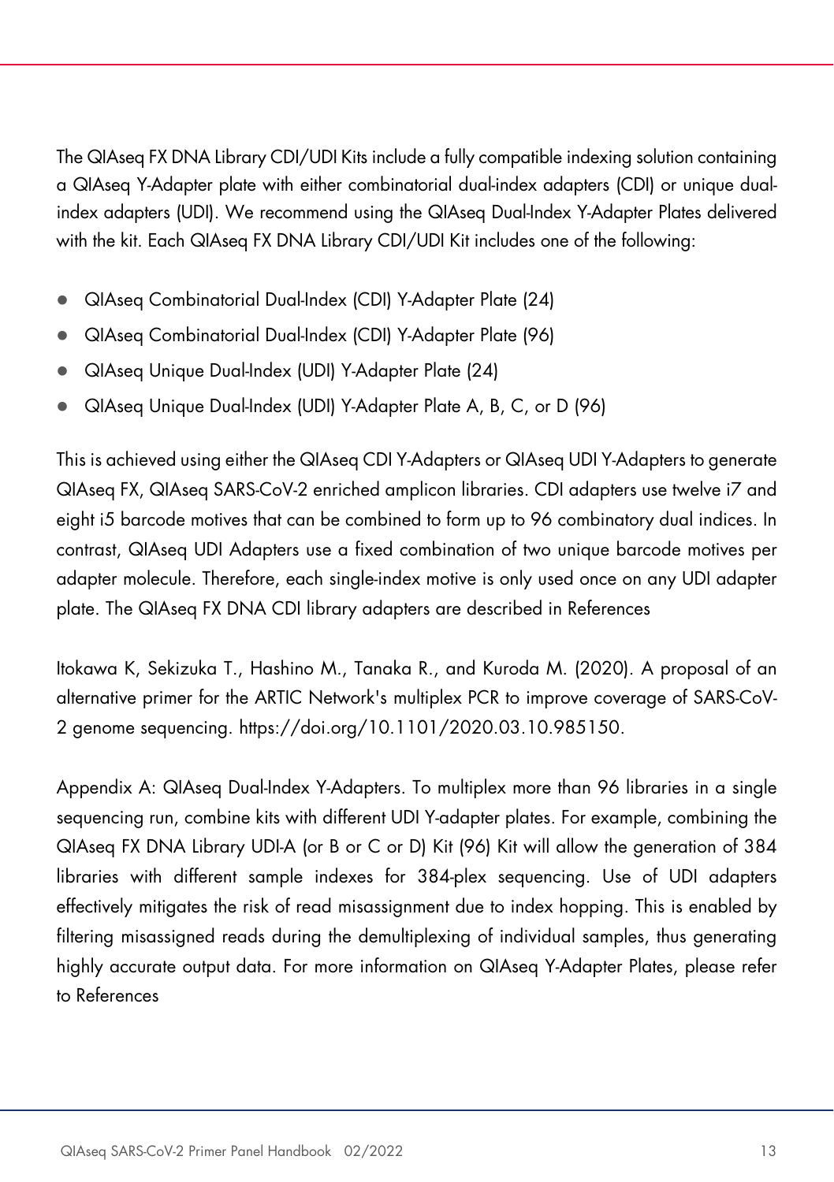The QIAseq FX DNA Library CDI/UDI Kits include a fully compatible indexing solution containing a QIAseq Y-Adapter plate with either combinatorial dual-index adapters (CDI) or unique dual-index adapters (UDI). We recommend using the QIAseq Dual-Index Y-Adapter Plates delivered with the kit. Each QIAseq FX DNA Library CDI/UDI Kit includes one of the following:

- QIAseq Combinatorial Dual-Index (CDI) Y-Adapter Plate (24)
- QIAseq Combinatorial Dual-Index (CDI) Y-Adapter Plate (96)
- QIAseq Unique Dual-Index (UDI) Y-Adapter Plate (24)
- QIAseq Unique Dual-Index (UDI) Y-Adapter Plate A, B, C, or D (96)

This is achieved using either the QIAseq CDI Y-Adapters or QIAseq UDI Y-Adapters to generate QIAseq FX, QIAseq SARS-CoV-2 enriched amplicon libraries. CDI adapters use twelve i7 and eight i5 barcode motives that can be combined to form up to 96 combinatory dual indices. In contrast, QIAseq UDI Adapters use a fixed combination of two unique barcode motives per adapter molecule. Therefore, each single-index motive is only used once on any UDI adapter plate. The QIAseq FX DNA CDI library adapters are described in References

Itokawa K, Sekizuka T., Hashino M., Tanaka R., and Kuroda M. (2020). A proposal of an alternative primer for the ARTIC Network's multiplex PCR to improve coverage of SARS-CoV-2 genome sequencing. https://doi.org/10.1101/2020.03.10.985150.

Appendix A: QIAseq Dual-Index Y-Adapters. To multiplex more than 96 libraries in a single sequencing run, combine kits with different UDI Y-adapter plates. For example, combining the QIAseq FX DNA Library UDI-A (or B or C or D) Kit (96) Kit will allow the generation of 384 libraries with different sample indexes for 384-plex sequencing. Use of UDI adapters effectively mitigates the risk of read misassignment due to index hopping. This is enabled by filtering misassigned reads during the demultiplexing of individual samples, thus generating highly accurate output data. For more information on QIAseq Y-Adapter Plates, please refer to References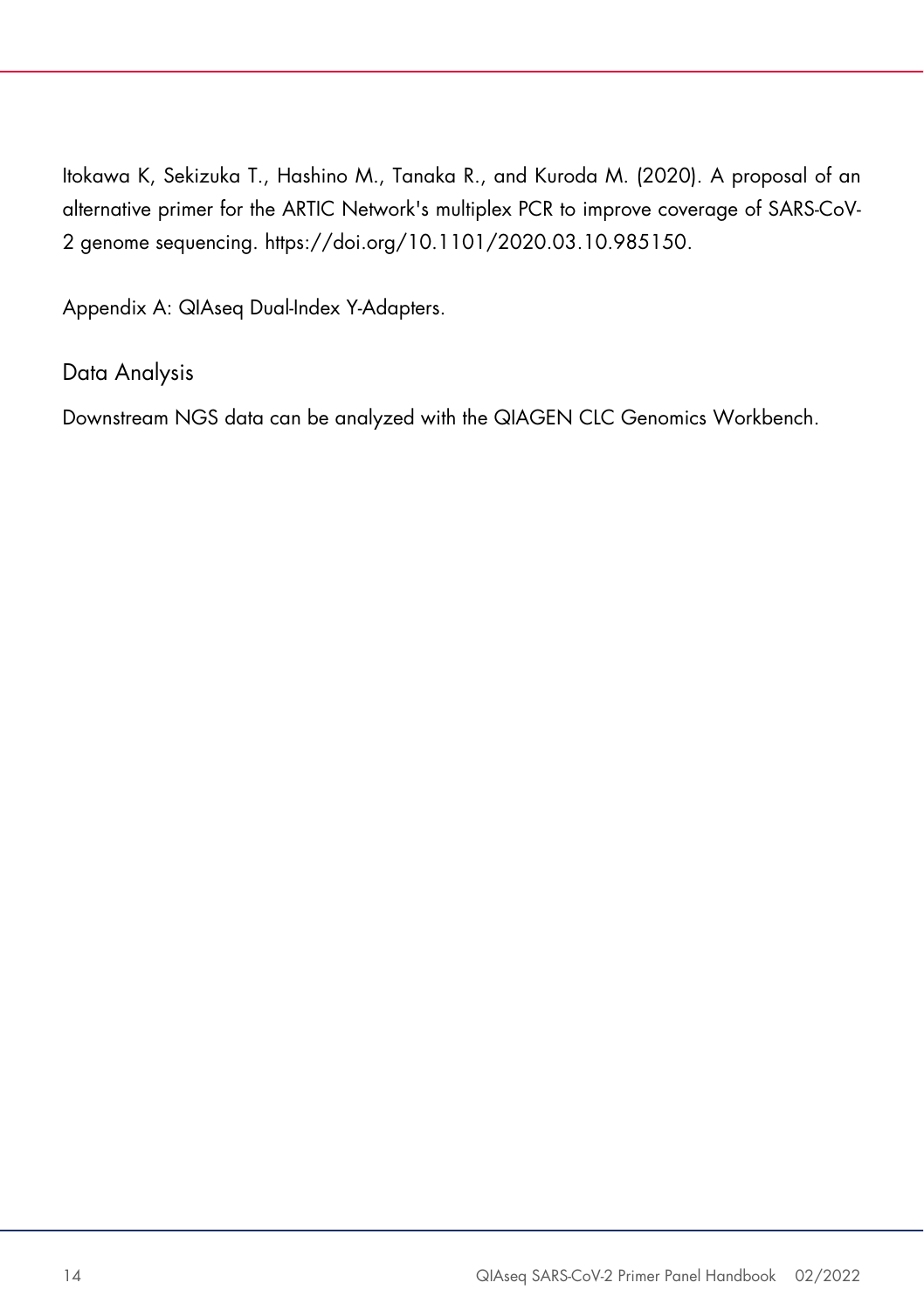Itokawa K, Sekizuka T., Hashino M., Tanaka R., and Kuroda M. (2020). A proposal of an alternative primer for the ARTIC Network's multiplex PCR to improve coverage of SARS-CoV-2 genome sequencing. https://doi.org/10.1101/2020.03.10.985150.

Appendix A: QIAseq Dual-Index Y-Adapters.

## Data Analysis

Downstream NGS data can be analyzed with the QIAGEN CLC Genomics Workbench.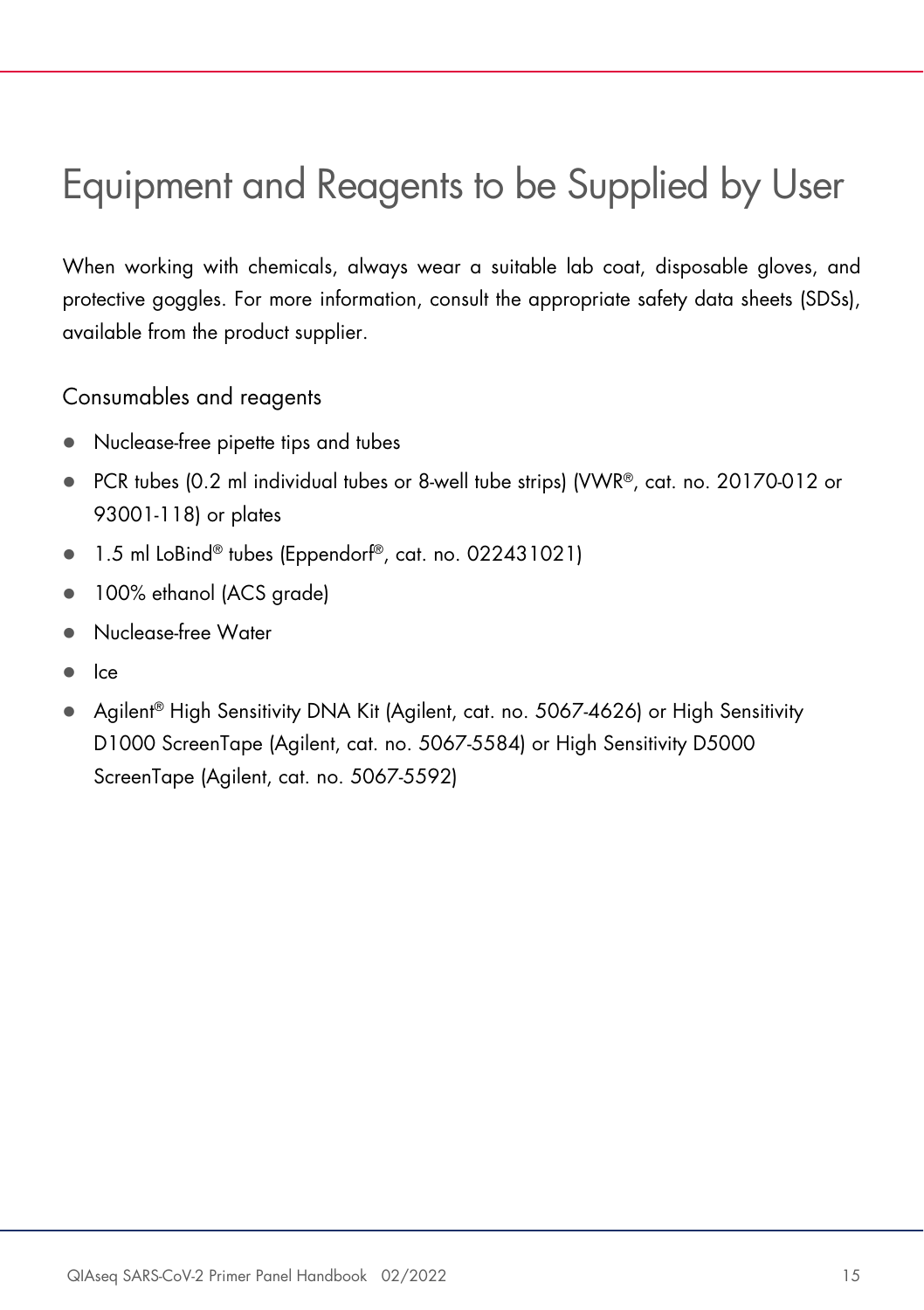# Equipment and Reagents to be Supplied by User

When working with chemicals, always wear a suitable lab coat, disposable gloves, and protective goggles. For more information, consult the appropriate safety data sheets (SDSs), available from the product supplier.

## Consumables and reagents

- Nuclease-free pipette tips and tubes
- PCR tubes (0.2 ml individual tubes or 8-well tube strips) (VWR®, cat. no. 20170-012 or 93001-118) or plates
- 1.5 ml LoBind® tubes (Eppendorf®, cat. no. 022431021)
- 100% ethanol (ACS grade)
- Nuclease-free Water
- Ice
- Agilent® High Sensitivity DNA Kit (Agilent, cat. no. 5067-4626) or High Sensitivity D1000 ScreenTape (Agilent, cat. no. 5067-5584) or High Sensitivity D5000 ScreenTape (Agilent, cat. no. 5067-5592)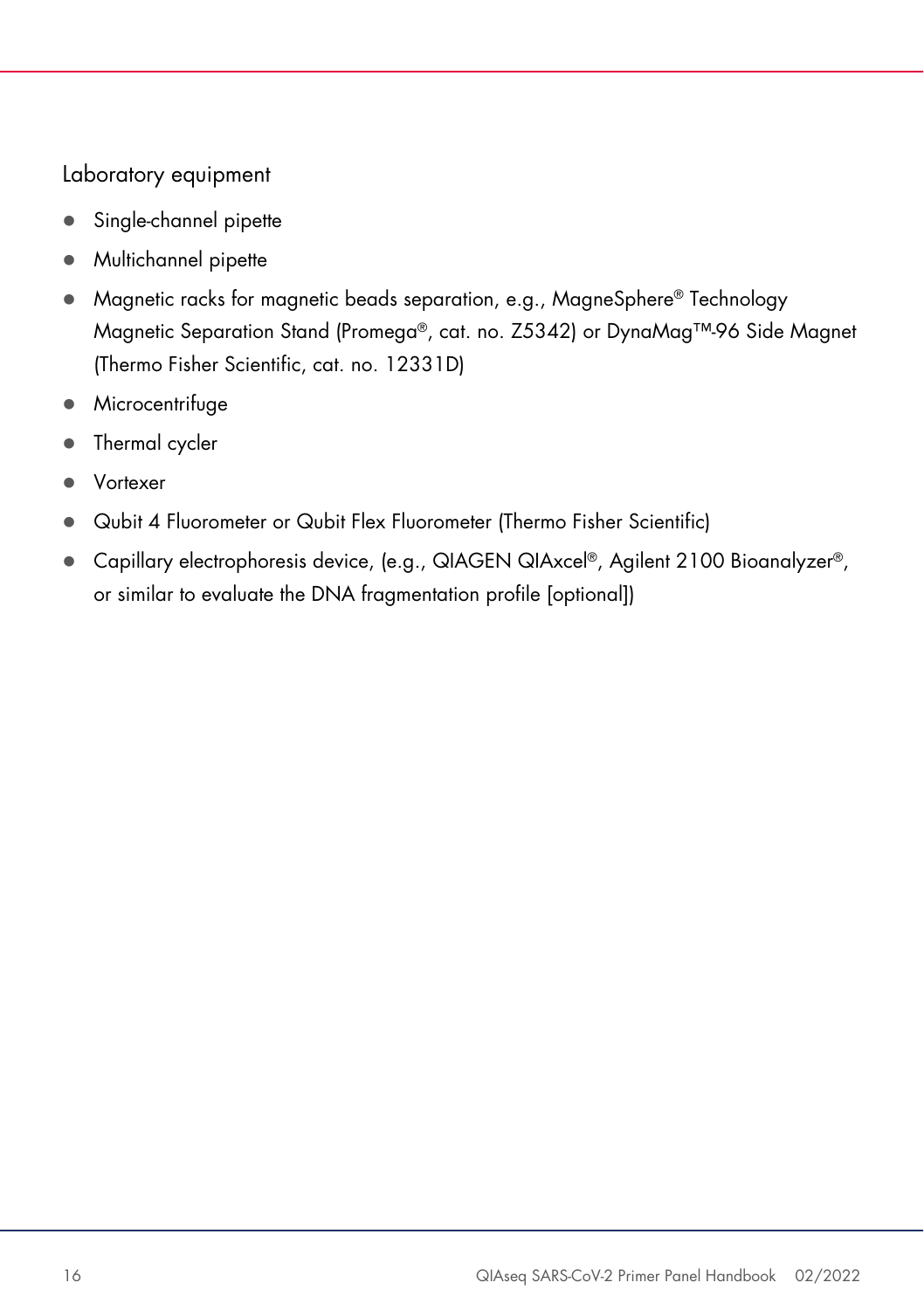### Laboratory equipment

- Single-channel pipette
- Multichannel pipette
- Magnetic racks for magnetic beads separation, e.g., MagneSphere® Technology Magnetic Separation Stand (Promega®, cat. no. Z5342) or DynaMag™-96 Side Magnet (Thermo Fisher Scientific, cat. no. 12331D)
- Microcentrifuge
- Thermal cycler
- Vortexer
- Qubit 4 Fluorometer or Qubit Flex Fluorometer (Thermo Fisher Scientific)
- Capillary electrophoresis device, (e.g., QIAGEN QIAxcel®, Agilent 2100 Bioanalyzer®, or similar to evaluate the DNA fragmentation profile [optional])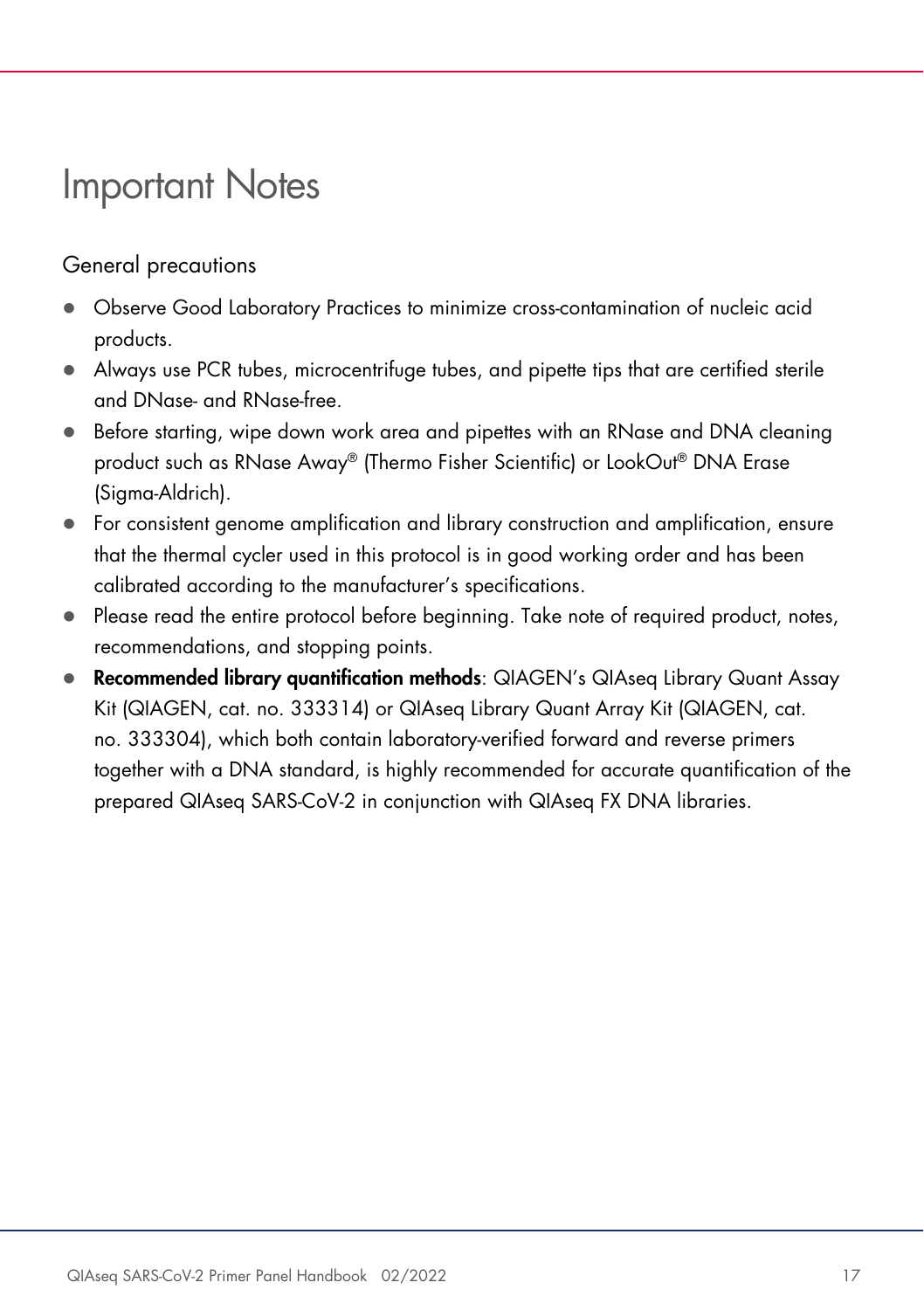# Important Notes

## General precautions

- Observe Good Laboratory Practices to minimize cross-contamination of nucleic acid products.
- Always use PCR tubes, microcentrifuge tubes, and pipette tips that are certified sterile and DNase- and RNase-free.
- Before starting, wipe down work area and pipettes with an RNase and DNA cleaning product such as RNase Away® (Thermo Fisher Scientific) or LookOut® DNA Erase (Sigma-Aldrich).
- For consistent genome amplification and library construction and amplification, ensure that the thermal cycler used in this protocol is in good working order and has been calibrated according to the manufacturer's specifications.
- Please read the entire protocol before beginning. Take note of required product, notes, recommendations, and stopping points.
- **Recommended library quantification methods**: QIAGEN's QIAseq Library Quant Assay Kit (QIAGEN, cat. no. 333314) or QIAseq Library Quant Array Kit (QIAGEN, cat. no. 333304), which both contain laboratory-verified forward and reverse primers together with a DNA standard, is highly recommended for accurate quantification of the prepared QIAseq SARS-CoV-2 in conjunction with QIAseq FX DNA libraries.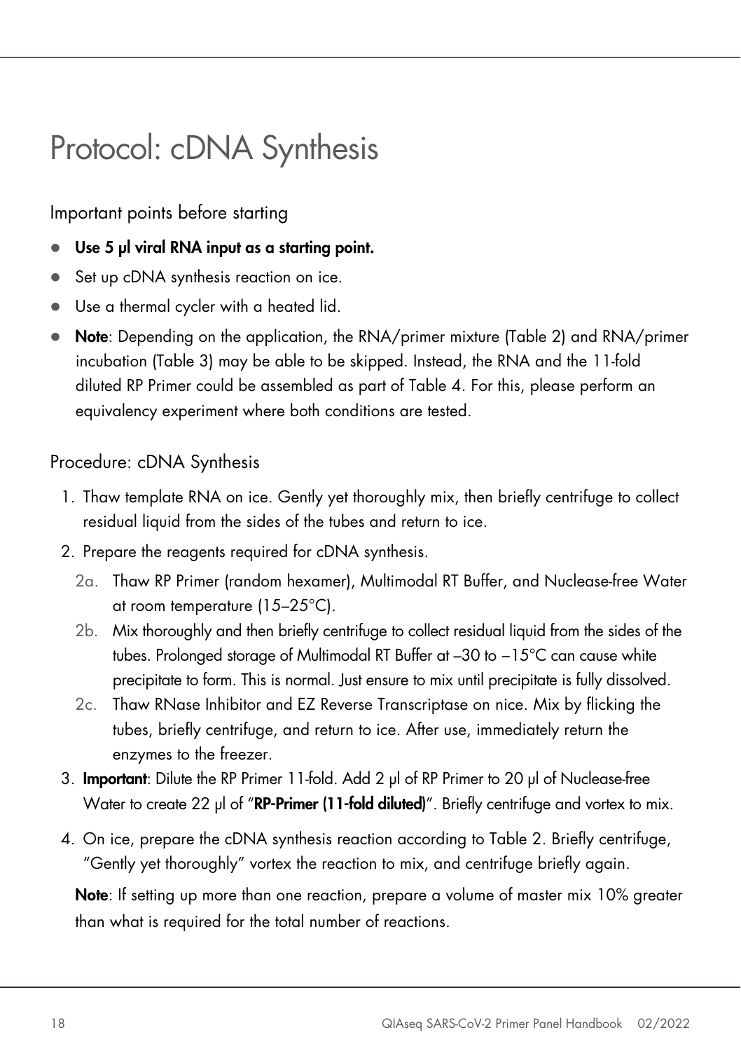# Protocol: cDNA Synthesis

## Important points before starting

- **Use 5 µl viral RNA input as a starting point.**
- Set up cDNA synthesis reaction on ice.
- Use a thermal cycler with a heated lid.
- **Note**: Depending on the application, the RNA/primer mixture (Table 2) and RNA/primer incubation (Table 3) may be able to be skipped. Instead, the RNA and the 11-fold diluted RP Primer could be assembled as part of Table 4. For this, please perform an equivalency experiment where both conditions are tested.

## Procedure: cDNA Synthesis

1. Thaw template RNA on ice. Gently yet thoroughly mix, then briefly centrifuge to collect residual liquid from the sides of the tubes and return to ice.
2. Prepare the reagents required for cDNA synthesis.
   - 2a. Thaw RP Primer (random hexamer), Multimodal RT Buffer, and Nuclease-free Water at room temperature (15–25°C).
   - 2b. Mix thoroughly and then briefly centrifuge to collect residual liquid from the sides of the tubes. Prolonged storage of Multimodal RT Buffer at –30 to –15°C can cause white precipitate to form. This is normal. Just ensure to mix until precipitate is fully dissolved.
   - 2c. Thaw RNase Inhibitor and EZ Reverse Transcriptase on nice. Mix by flicking the tubes, briefly centrifuge, and return to ice. After use, immediately return the enzymes to the freezer.
3. **Important**: Dilute the RP Primer 11-fold. Add 2 µl of RP Primer to 20 µl of Nuclease-free Water to create 22 µl of "**RP-Primer (11-fold diluted)**". Briefly centrifuge and vortex to mix.
4. On ice, prepare the cDNA synthesis reaction according to Table 2. Briefly centrifuge, "Gently yet thoroughly" vortex the reaction to mix, and centrifuge briefly again.

   **Note**: If setting up more than one reaction, prepare a volume of master mix 10% greater than what is required for the total number of reactions.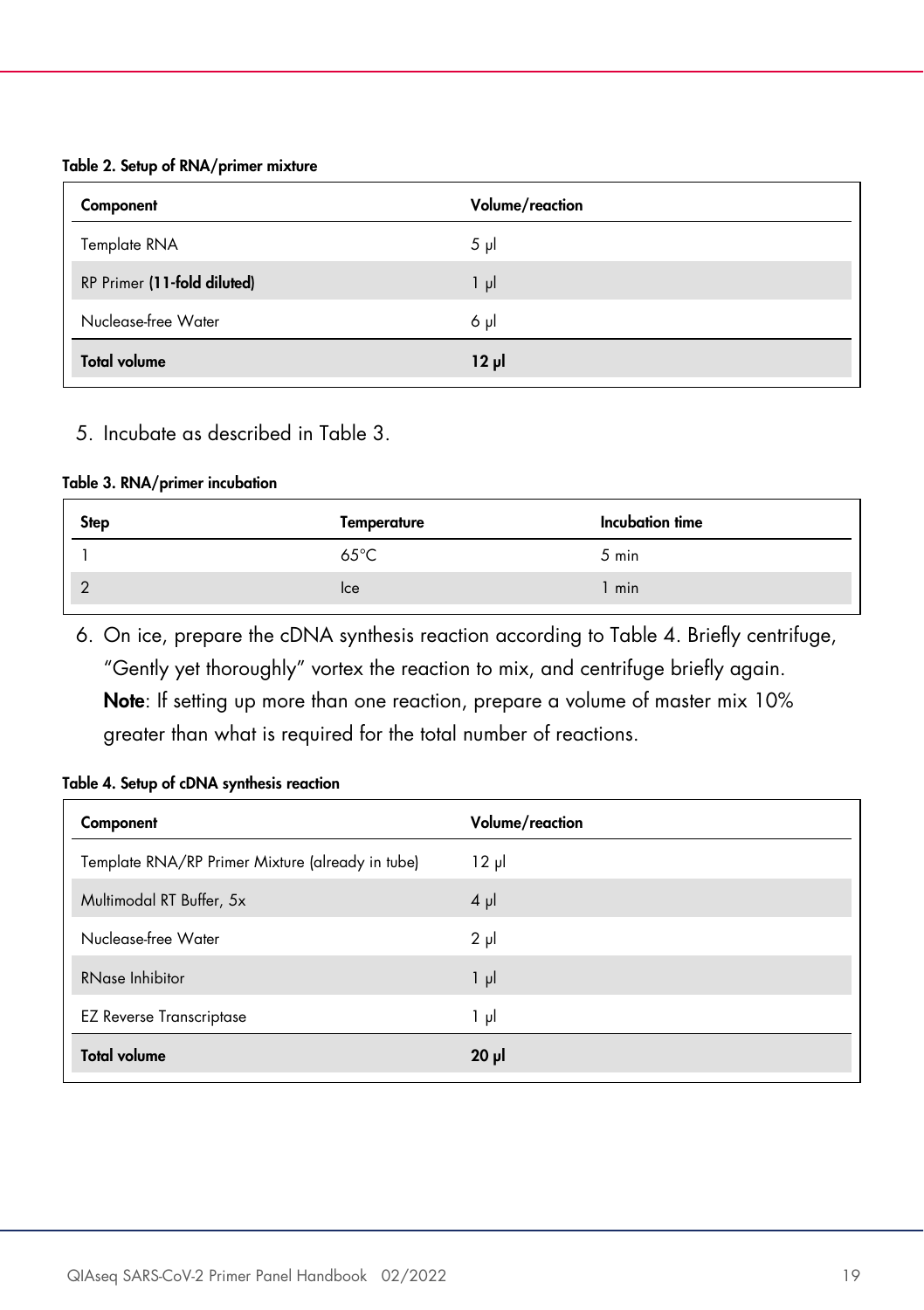**Table 2. Setup of RNA/primer mixture**

| Component | Volume/reaction |
|---|---|
| Template RNA | 5 µl |
| RP Primer **(11-fold diluted)** | 1 µl |
| Nuclease-free Water | 6 µl |
| **Total volume** | **12 µl** |

5. Incubate as described in Table 3.

**Table 3. RNA/primer incubation**

| Step | Temperature | Incubation time |
|---|---|---|
| 1 | 65°C | 5 min |
| 2 | Ice | 1 min |

6. On ice, prepare the cDNA synthesis reaction according to Table 4. Briefly centrifuge, "Gently yet thoroughly" vortex the reaction to mix, and centrifuge briefly again.
   **Note**: If setting up more than one reaction, prepare a volume of master mix 10% greater than what is required for the total number of reactions.

**Table 4. Setup of cDNA synthesis reaction**

| Component | Volume/reaction |
|---|---|
| Template RNA/RP Primer Mixture (already in tube) | 12 µl |
| Multimodal RT Buffer, 5x | 4 µl |
| Nuclease-free Water | 2 µl |
| RNase Inhibitor | 1 µl |
| EZ Reverse Transcriptase | 1 µl |
| **Total volume** | **20 µl** |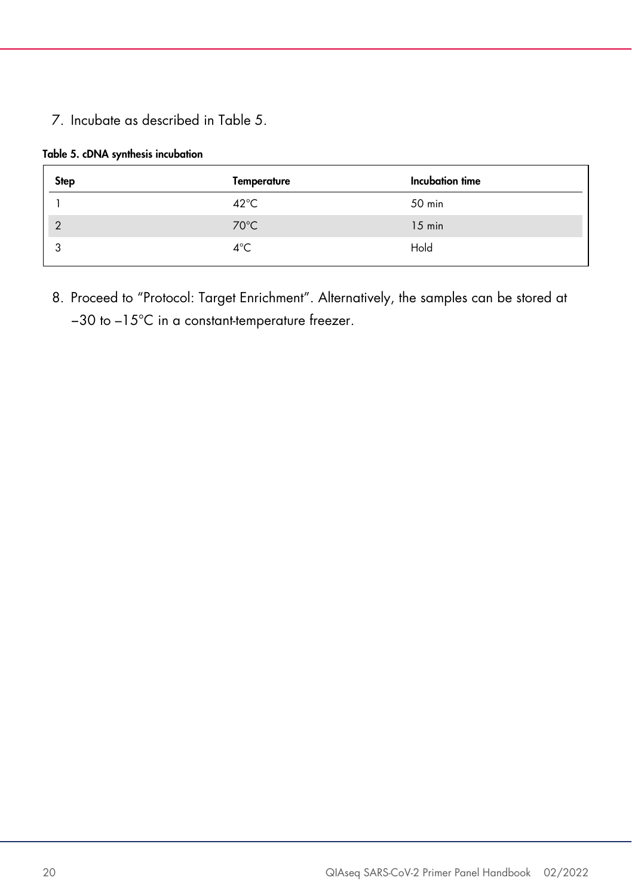7. Incubate as described in Table 5.

**Table 5. cDNA synthesis incubation**

| Step | Temperature | Incubation time |
|---|---|---|
| 1 | 42°C | 50 min |
| 2 | 70°C | 15 min |
| 3 | 4°C | Hold |

8. Proceed to "Protocol: Target Enrichment". Alternatively, the samples can be stored at −30 to −15°C in a constant-temperature freezer.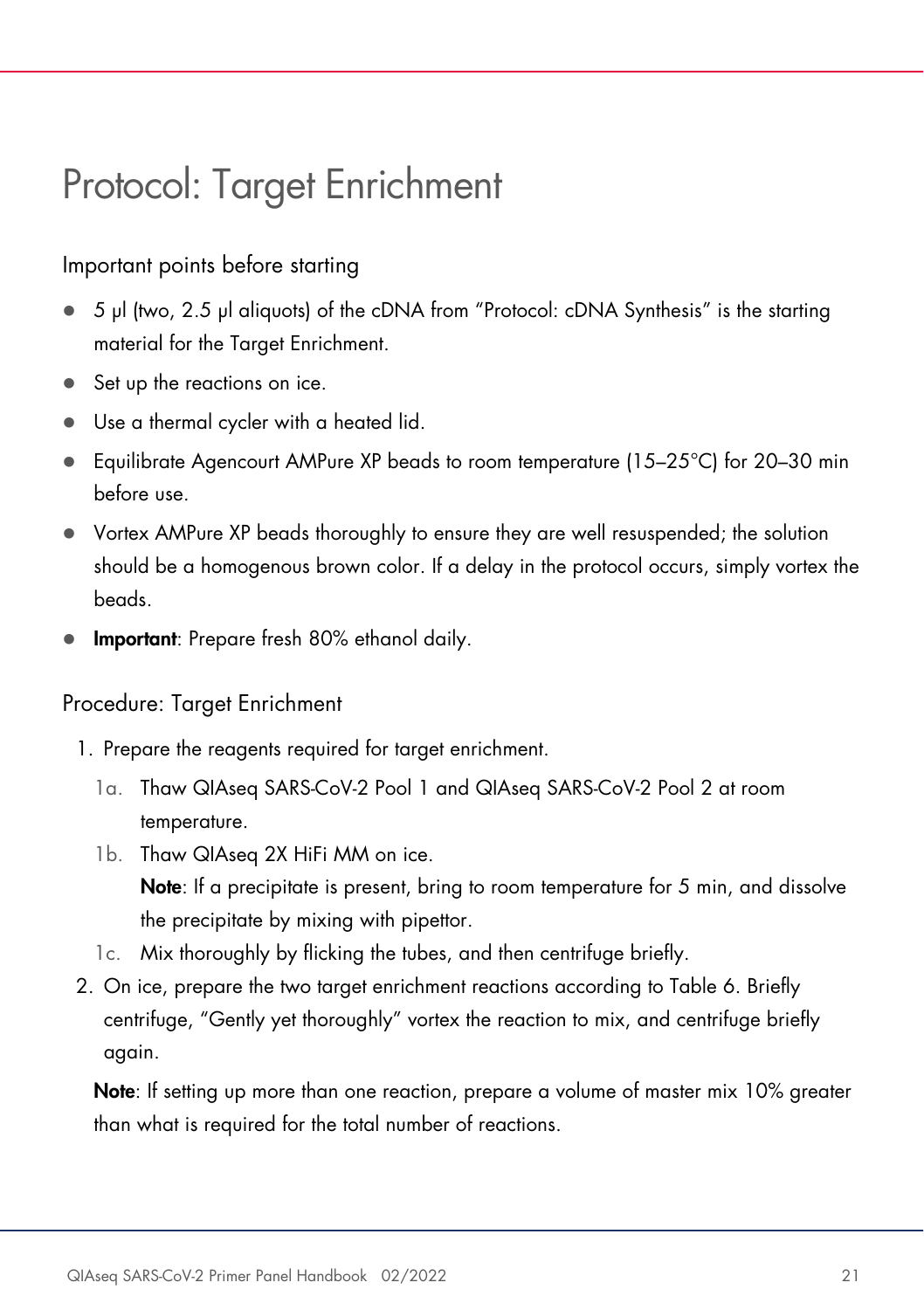# Protocol: Target Enrichment

## Important points before starting

- 5 µl (two, 2.5 µl aliquots) of the cDNA from "Protocol: cDNA Synthesis" is the starting material for the Target Enrichment.
- Set up the reactions on ice.
- Use a thermal cycler with a heated lid.
- Equilibrate Agencourt AMPure XP beads to room temperature (15–25°C) for 20–30 min before use.
- Vortex AMPure XP beads thoroughly to ensure they are well resuspended; the solution should be a homogenous brown color. If a delay in the protocol occurs, simply vortex the beads.
- **Important**: Prepare fresh 80% ethanol daily.

## Procedure: Target Enrichment

1. Prepare the reagents required for target enrichment.
   - 1a. Thaw QIAseq SARS-CoV-2 Pool 1 and QIAseq SARS-CoV-2 Pool 2 at room temperature.
   - 1b. Thaw QIAseq 2X HiFi MM on ice.
     **Note**: If a precipitate is present, bring to room temperature for 5 min, and dissolve the precipitate by mixing with pipettor.
   - 1c. Mix thoroughly by flicking the tubes, and then centrifuge briefly.
2. On ice, prepare the two target enrichment reactions according to Table 6. Briefly centrifuge, "Gently yet thoroughly" vortex the reaction to mix, and centrifuge briefly again.

   **Note**: If setting up more than one reaction, prepare a volume of master mix 10% greater than what is required for the total number of reactions.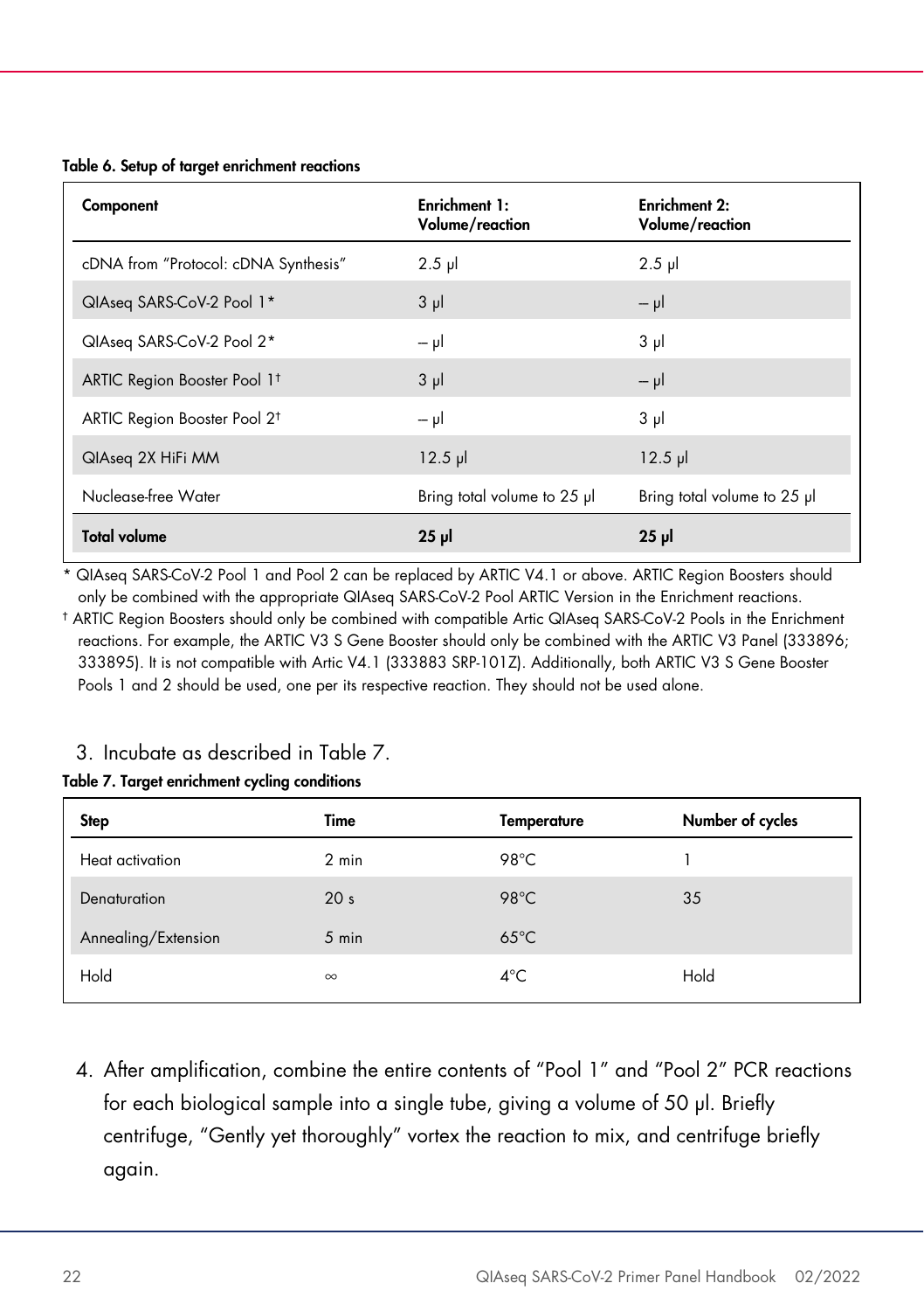**Table 6. Setup of target enrichment reactions**

| Component | Enrichment 1: Volume/reaction | Enrichment 2: Volume/reaction |
|---|---|---|
| cDNA from "Protocol: cDNA Synthesis" | 2.5 µl | 2.5 µl |
| QIAseq SARS-CoV-2 Pool 1* | 3 µl | – µl |
| QIAseq SARS-CoV-2 Pool 2* | – µl | 3 µl |
| ARTIC Region Booster Pool 1† | 3 µl | – µl |
| ARTIC Region Booster Pool 2† | – µl | 3 µl |
| QIAseq 2X HiFi MM | 12.5 µl | 12.5 µl |
| Nuclease-free Water | Bring total volume to 25 µl | Bring total volume to 25 µl |
| **Total volume** | **25 µl** | **25 µl** |

\* QIAseq SARS-CoV-2 Pool 1 and Pool 2 can be replaced by ARTIC V4.1 or above. ARTIC Region Boosters should only be combined with the appropriate QIAseq SARS-CoV-2 Pool ARTIC Version in the Enrichment reactions.

† ARTIC Region Boosters should only be combined with compatible Artic QIAseq SARS-CoV-2 Pools in the Enrichment reactions. For example, the ARTIC V3 S Gene Booster should only be combined with the ARTIC V3 Panel (333896; 333895). It is not compatible with Artic V4.1 (333883 SRP-101Z). Additionally, both ARTIC V3 S Gene Booster Pools 1 and 2 should be used, one per its respective reaction. They should not be used alone.

3. Incubate as described in Table 7.

**Table 7. Target enrichment cycling conditions**

| Step | Time | Temperature | Number of cycles |
|---|---|---|---|
| Heat activation | 2 min | 98°C | 1 |
| Denaturation | 20 s | 98°C | 35 |
| Annealing/Extension | 5 min | 65°C | |
| Hold | ∞ | 4°C | Hold |

4. After amplification, combine the entire contents of "Pool 1" and "Pool 2" PCR reactions for each biological sample into a single tube, giving a volume of 50 µl. Briefly centrifuge, "Gently yet thoroughly" vortex the reaction to mix, and centrifuge briefly again.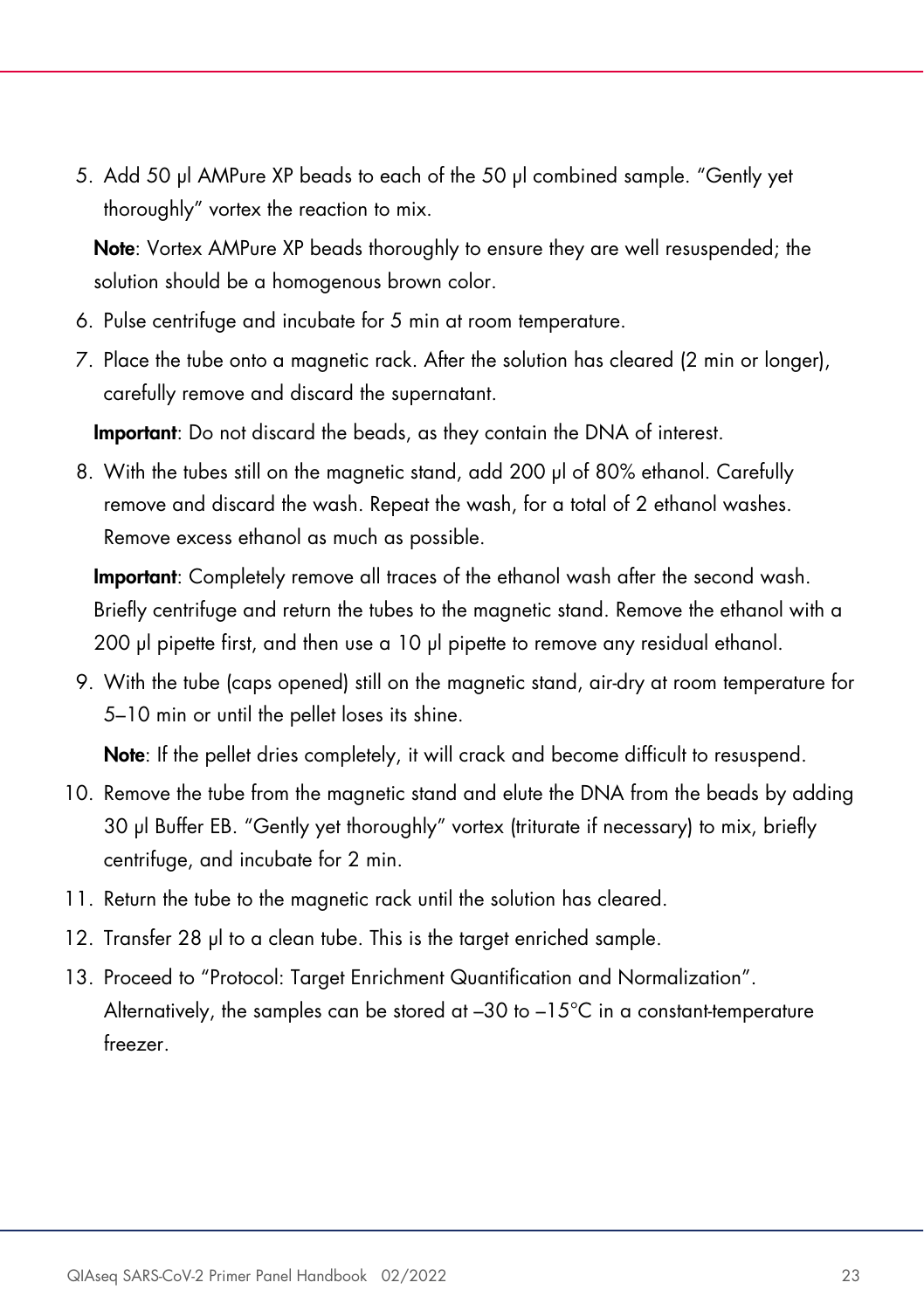5. Add 50 µl AMPure XP beads to each of the 50 µl combined sample. "Gently yet thoroughly" vortex the reaction to mix.

   **Note**: Vortex AMPure XP beads thoroughly to ensure they are well resuspended; the solution should be a homogenous brown color.

6. Pulse centrifuge and incubate for 5 min at room temperature.
7. Place the tube onto a magnetic rack. After the solution has cleared (2 min or longer), carefully remove and discard the supernatant.

   **Important**: Do not discard the beads, as they contain the DNA of interest.

8. With the tubes still on the magnetic stand, add 200 µl of 80% ethanol. Carefully remove and discard the wash. Repeat the wash, for a total of 2 ethanol washes. Remove excess ethanol as much as possible.

   **Important**: Completely remove all traces of the ethanol wash after the second wash. Briefly centrifuge and return the tubes to the magnetic stand. Remove the ethanol with a 200 µl pipette first, and then use a 10 µl pipette to remove any residual ethanol.

9. With the tube (caps opened) still on the magnetic stand, air-dry at room temperature for 5–10 min or until the pellet loses its shine.

   **Note**: If the pellet dries completely, it will crack and become difficult to resuspend.

10. Remove the tube from the magnetic stand and elute the DNA from the beads by adding 30 µl Buffer EB. "Gently yet thoroughly" vortex (triturate if necessary) to mix, briefly centrifuge, and incubate for 2 min.
11. Return the tube to the magnetic rack until the solution has cleared.
12. Transfer 28 µl to a clean tube. This is the target enriched sample.
13. Proceed to "Protocol: Target Enrichment Quantification and Normalization". Alternatively, the samples can be stored at –30 to –15°C in a constant-temperature freezer.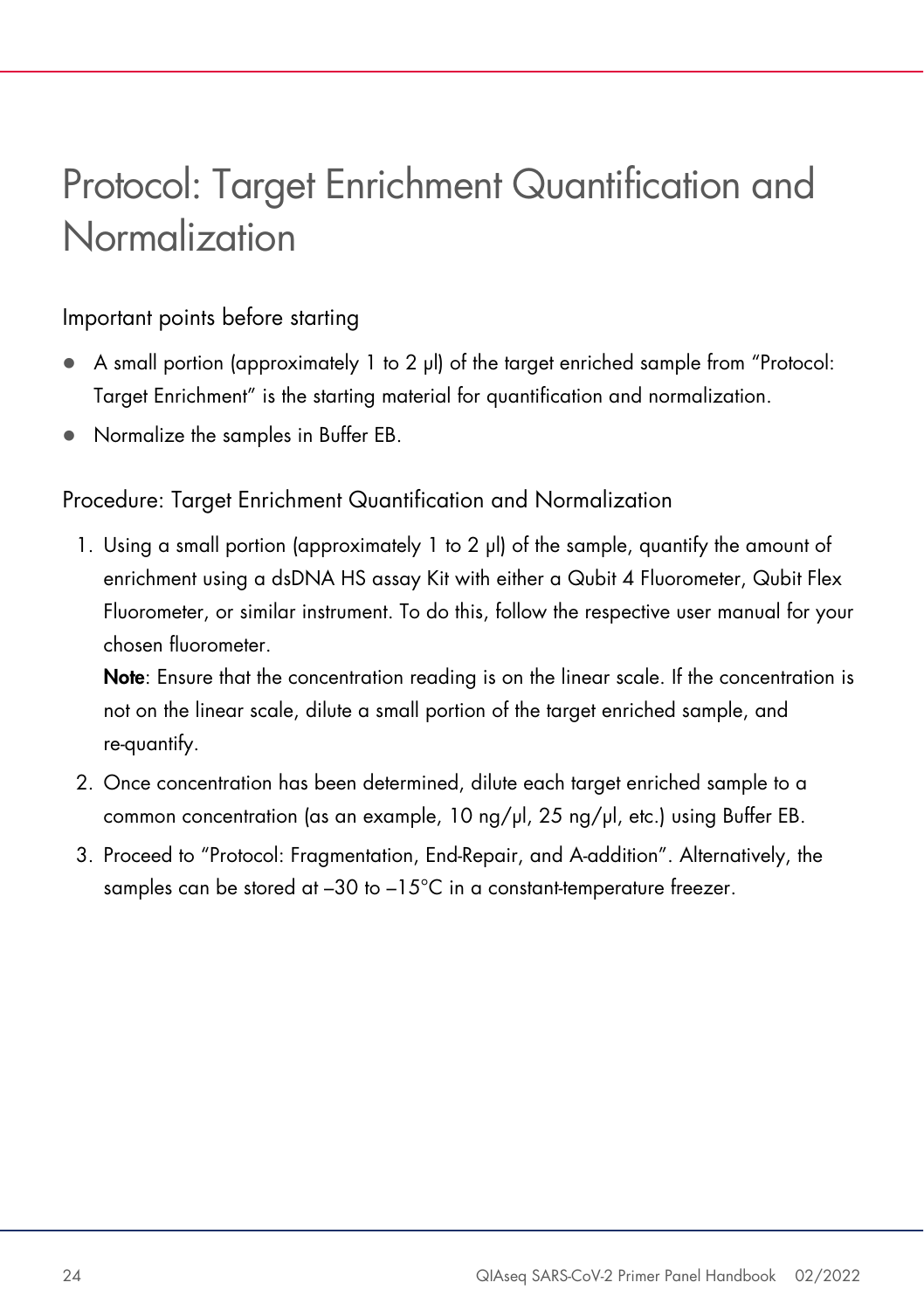# Protocol: Target Enrichment Quantification and Normalization

## Important points before starting

- A small portion (approximately 1 to 2 µl) of the target enriched sample from "Protocol: Target Enrichment" is the starting material for quantification and normalization.
- Normalize the samples in Buffer EB.

## Procedure: Target Enrichment Quantification and Normalization

1. Using a small portion (approximately 1 to 2 µl) of the sample, quantify the amount of enrichment using a dsDNA HS assay Kit with either a Qubit 4 Fluorometer, Qubit Flex Fluorometer, or similar instrument. To do this, follow the respective user manual for your chosen fluorometer.

   **Note**: Ensure that the concentration reading is on the linear scale. If the concentration is not on the linear scale, dilute a small portion of the target enriched sample, and re-quantify.

2. Once concentration has been determined, dilute each target enriched sample to a common concentration (as an example, 10 ng/µl, 25 ng/µl, etc.) using Buffer EB.
3. Proceed to "Protocol: Fragmentation, End-Repair, and A-addition". Alternatively, the samples can be stored at –30 to –15°C in a constant-temperature freezer.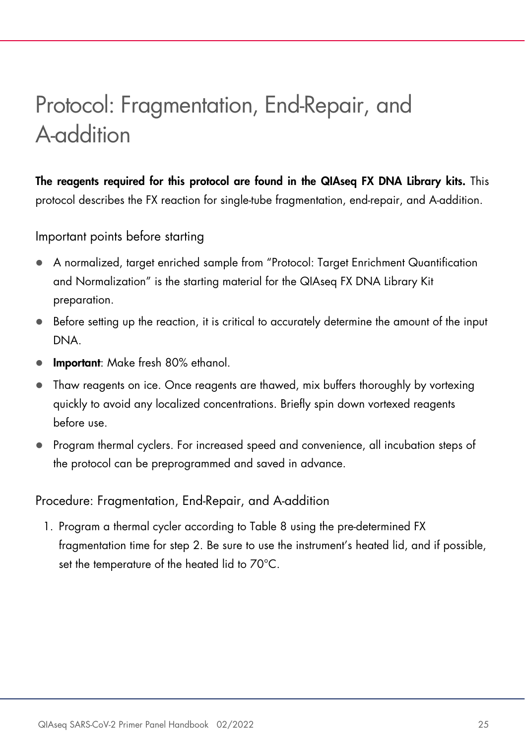# Protocol: Fragmentation, End-Repair, and A-addition

**The reagents required for this protocol are found in the QIAseq FX DNA Library kits.** This protocol describes the FX reaction for single-tube fragmentation, end-repair, and A-addition.

## Important points before starting

- A normalized, target enriched sample from "Protocol: Target Enrichment Quantification and Normalization" is the starting material for the QIAseq FX DNA Library Kit preparation.
- Before setting up the reaction, it is critical to accurately determine the amount of the input DNA.
- **Important**: Make fresh 80% ethanol.
- Thaw reagents on ice. Once reagents are thawed, mix buffers thoroughly by vortexing quickly to avoid any localized concentrations. Briefly spin down vortexed reagents before use.
- Program thermal cyclers. For increased speed and convenience, all incubation steps of the protocol can be preprogrammed and saved in advance.

## Procedure: Fragmentation, End-Repair, and A-addition

1. Program a thermal cycler according to Table 8 using the pre-determined FX fragmentation time for step 2. Be sure to use the instrument's heated lid, and if possible, set the temperature of the heated lid to 70°C.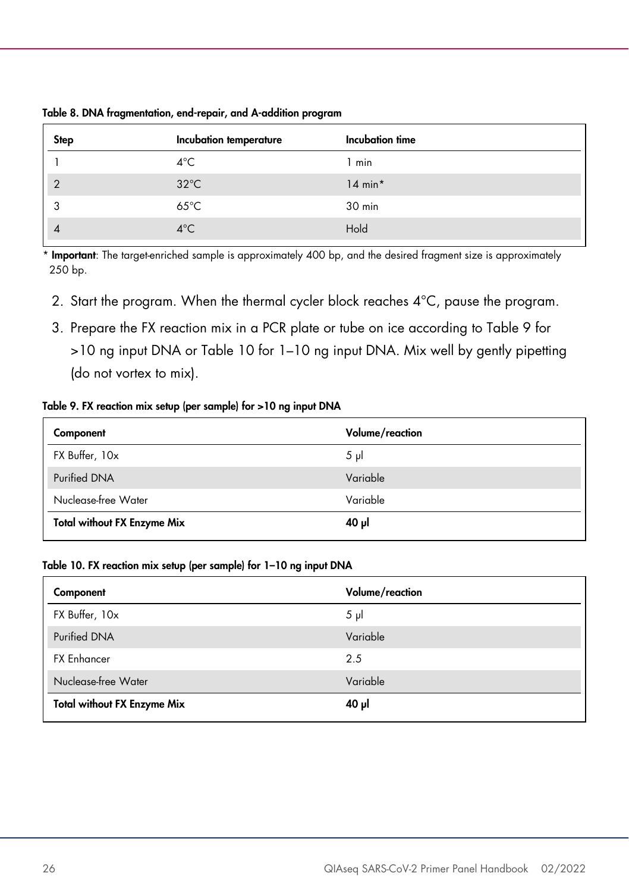**Table 8. DNA fragmentation, end-repair, and A-addition program**

| Step | Incubation temperature | Incubation time |
|---|---|---|
| 1 | 4°C | 1 min |
| 2 | 32°C | 14 min* |
| 3 | 65°C | 30 min |
| 4 | 4°C | Hold |

\* **Important**: The target-enriched sample is approximately 400 bp, and the desired fragment size is approximately 250 bp.

2. Start the program. When the thermal cycler block reaches 4°C, pause the program.
3. Prepare the FX reaction mix in a PCR plate or tube on ice according to Table 9 for >10 ng input DNA or Table 10 for 1–10 ng input DNA. Mix well by gently pipetting (do not vortex to mix).

**Table 9. FX reaction mix setup (per sample) for >10 ng input DNA**

| Component | Volume/reaction |
|---|---|
| FX Buffer, 10x | 5 µl |
| Purified DNA | Variable |
| Nuclease-free Water | Variable |
| **Total without FX Enzyme Mix** | **40 µl** |

**Table 10. FX reaction mix setup (per sample) for 1–10 ng input DNA**

| Component | Volume/reaction |
|---|---|
| FX Buffer, 10x | 5 µl |
| Purified DNA | Variable |
| FX Enhancer | 2.5 |
| Nuclease-free Water | Variable |
| **Total without FX Enzyme Mix** | **40 µl** |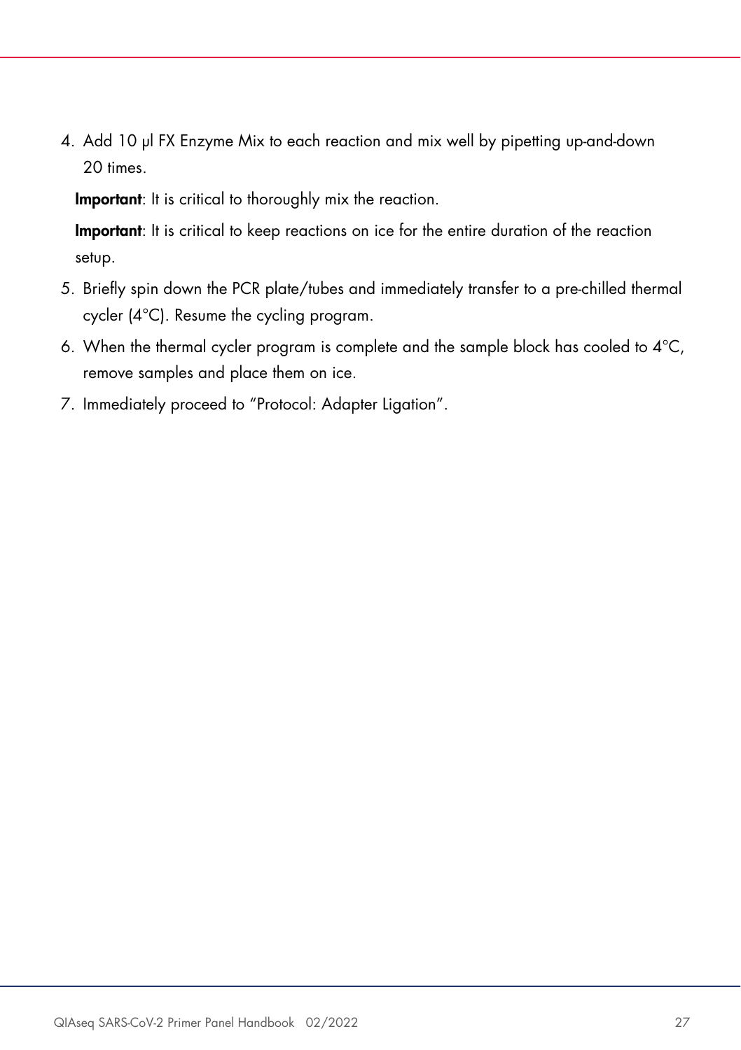4. Add 10 µl FX Enzyme Mix to each reaction and mix well by pipetting up-and-down 20 times.

   **Important**: It is critical to thoroughly mix the reaction.

   **Important**: It is critical to keep reactions on ice for the entire duration of the reaction setup.

5. Briefly spin down the PCR plate/tubes and immediately transfer to a pre-chilled thermal cycler (4°C). Resume the cycling program.
6. When the thermal cycler program is complete and the sample block has cooled to 4°C, remove samples and place them on ice.
7. Immediately proceed to "Protocol: Adapter Ligation".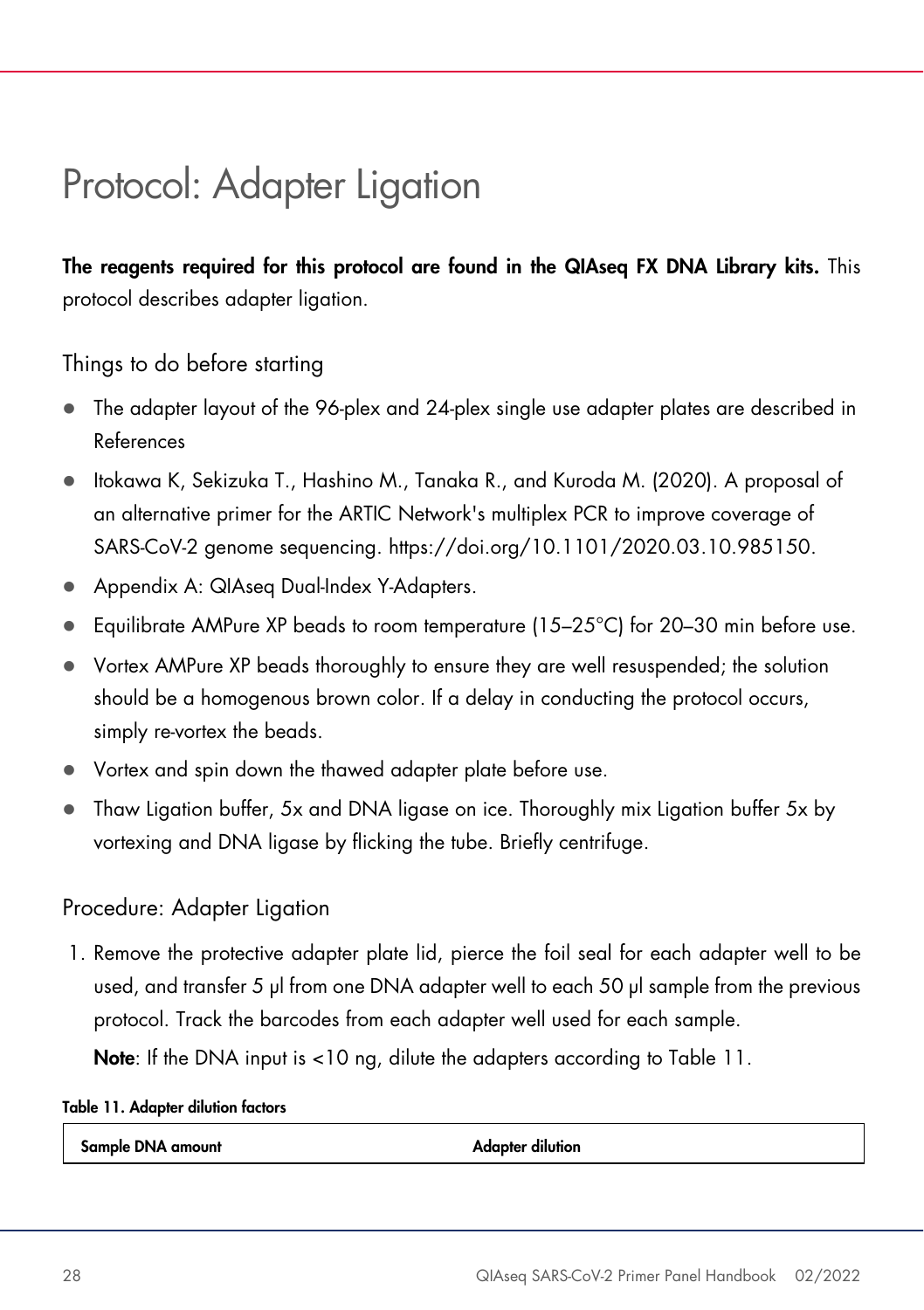# Protocol: Adapter Ligation

**The reagents required for this protocol are found in the QIAseq FX DNA Library kits.** This protocol describes adapter ligation.

## Things to do before starting

- The adapter layout of the 96-plex and 24-plex single use adapter plates are described in References
- Itokawa K, Sekizuka T., Hashino M., Tanaka R., and Kuroda M. (2020). A proposal of an alternative primer for the ARTIC Network's multiplex PCR to improve coverage of SARS-CoV-2 genome sequencing. https://doi.org/10.1101/2020.03.10.985150.
- Appendix A: QIAseq Dual-Index Y-Adapters.
- Equilibrate AMPure XP beads to room temperature (15–25°C) for 20–30 min before use.
- Vortex AMPure XP beads thoroughly to ensure they are well resuspended; the solution should be a homogenous brown color. If a delay in conducting the protocol occurs, simply re-vortex the beads.
- Vortex and spin down the thawed adapter plate before use.
- Thaw Ligation buffer, 5x and DNA ligase on ice. Thoroughly mix Ligation buffer 5x by vortexing and DNA ligase by flicking the tube. Briefly centrifuge.

## Procedure: Adapter Ligation

1. Remove the protective adapter plate lid, pierce the foil seal for each adapter well to be used, and transfer 5 µl from one DNA adapter well to each 50 µl sample from the previous protocol. Track the barcodes from each adapter well used for each sample.

   **Note**: If the DNA input is <10 ng, dilute the adapters according to Table 11.

**Table 11. Adapter dilution factors**

| Sample DNA amount | Adapter dilution |
|---|---|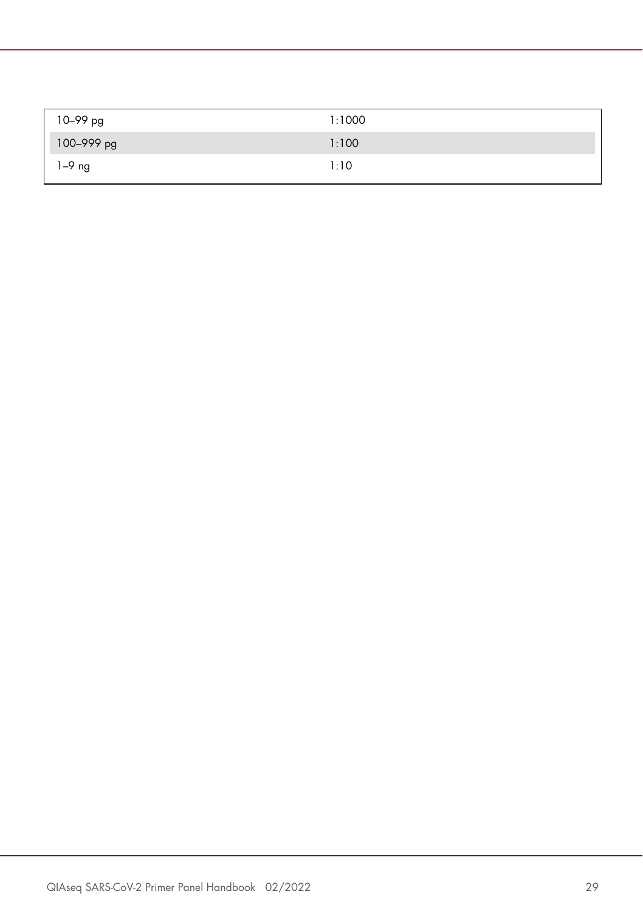| | |
|---|---|
| 10–99 pg | 1:1000 |
| 100–999 pg | 1:100 |
| 1–9 ng | 1:10 |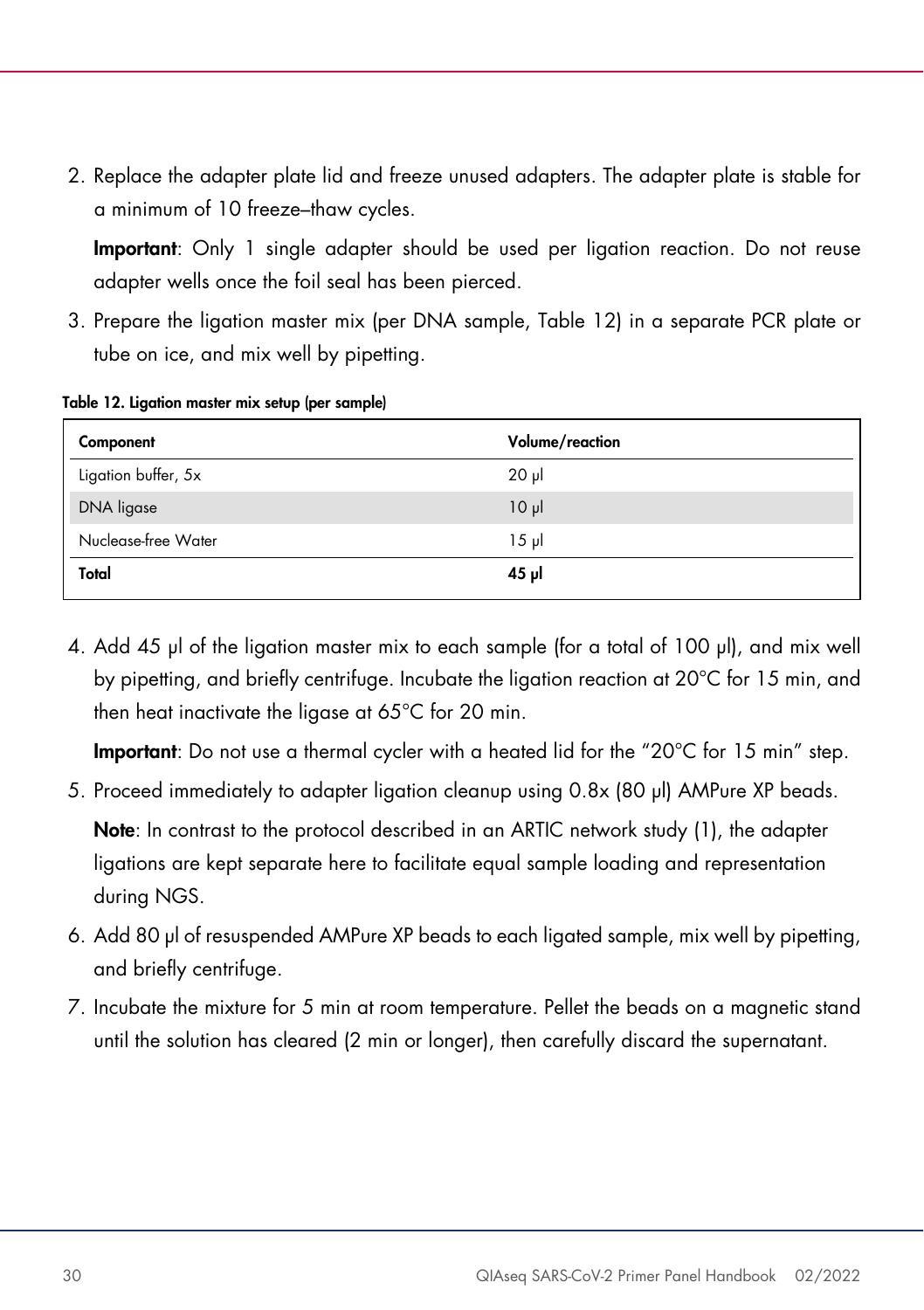2. Replace the adapter plate lid and freeze unused adapters. The adapter plate is stable for a minimum of 10 freeze–thaw cycles.

   **Important**: Only 1 single adapter should be used per ligation reaction. Do not reuse adapter wells once the foil seal has been pierced.

3. Prepare the ligation master mix (per DNA sample, Table 12) in a separate PCR plate or tube on ice, and mix well by pipetting.

**Table 12. Ligation master mix setup (per sample)**

| Component | Volume/reaction |
|---|---|
| Ligation buffer, 5x | 20 µl |
| DNA ligase | 10 µl |
| Nuclease-free Water | 15 µl |
| **Total** | **45 µl** |

4. Add 45 µl of the ligation master mix to each sample (for a total of 100 µl), and mix well by pipetting, and briefly centrifuge. Incubate the ligation reaction at 20°C for 15 min, and then heat inactivate the ligase at 65°C for 20 min.

   **Important**: Do not use a thermal cycler with a heated lid for the "20°C for 15 min" step.

5. Proceed immediately to adapter ligation cleanup using 0.8x (80 µl) AMPure XP beads.

   **Note**: In contrast to the protocol described in an ARTIC network study (1), the adapter ligations are kept separate here to facilitate equal sample loading and representation during NGS.

6. Add 80 µl of resuspended AMPure XP beads to each ligated sample, mix well by pipetting, and briefly centrifuge.

7. Incubate the mixture for 5 min at room temperature. Pellet the beads on a magnetic stand until the solution has cleared (2 min or longer), then carefully discard the supernatant.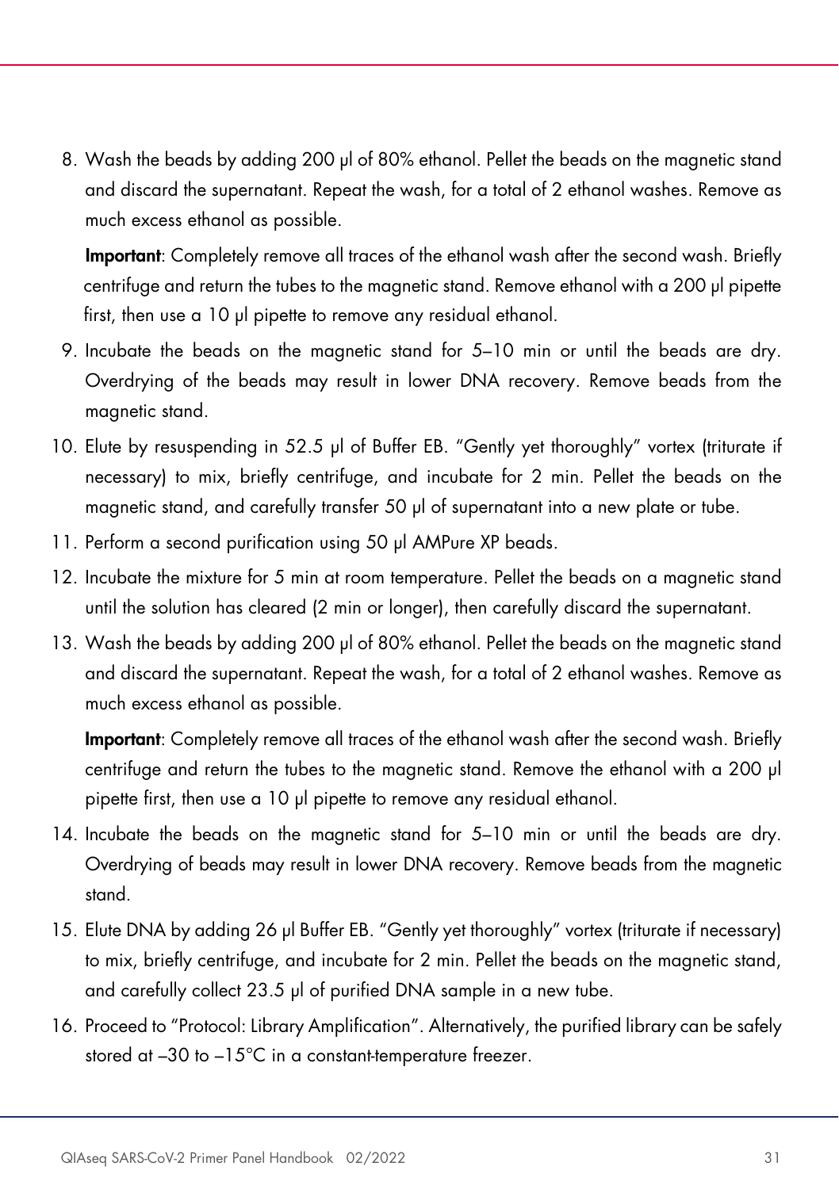8. Wash the beads by adding 200 µl of 80% ethanol. Pellet the beads on the magnetic stand and discard the supernatant. Repeat the wash, for a total of 2 ethanol washes. Remove as much excess ethanol as possible.

   **Important**: Completely remove all traces of the ethanol wash after the second wash. Briefly centrifuge and return the tubes to the magnetic stand. Remove ethanol with a 200 µl pipette first, then use a 10 µl pipette to remove any residual ethanol.

9. Incubate the beads on the magnetic stand for 5–10 min or until the beads are dry. Overdrying of the beads may result in lower DNA recovery. Remove beads from the magnetic stand.
10. Elute by resuspending in 52.5 µl of Buffer EB. "Gently yet thoroughly" vortex (triturate if necessary) to mix, briefly centrifuge, and incubate for 2 min. Pellet the beads on the magnetic stand, and carefully transfer 50 µl of supernatant into a new plate or tube.
11. Perform a second purification using 50 µl AMPure XP beads.
12. Incubate the mixture for 5 min at room temperature. Pellet the beads on a magnetic stand until the solution has cleared (2 min or longer), then carefully discard the supernatant.
13. Wash the beads by adding 200 µl of 80% ethanol. Pellet the beads on the magnetic stand and discard the supernatant. Repeat the wash, for a total of 2 ethanol washes. Remove as much excess ethanol as possible.

    **Important**: Completely remove all traces of the ethanol wash after the second wash. Briefly centrifuge and return the tubes to the magnetic stand. Remove the ethanol with a 200 µl pipette first, then use a 10 µl pipette to remove any residual ethanol.

14. Incubate the beads on the magnetic stand for 5–10 min or until the beads are dry. Overdrying of beads may result in lower DNA recovery. Remove beads from the magnetic stand.
15. Elute DNA by adding 26 µl Buffer EB. "Gently yet thoroughly" vortex (triturate if necessary) to mix, briefly centrifuge, and incubate for 2 min. Pellet the beads on the magnetic stand, and carefully collect 23.5 µl of purified DNA sample in a new tube.
16. Proceed to "Protocol: Library Amplification". Alternatively, the purified library can be safely stored at –30 to –15°C in a constant-temperature freezer.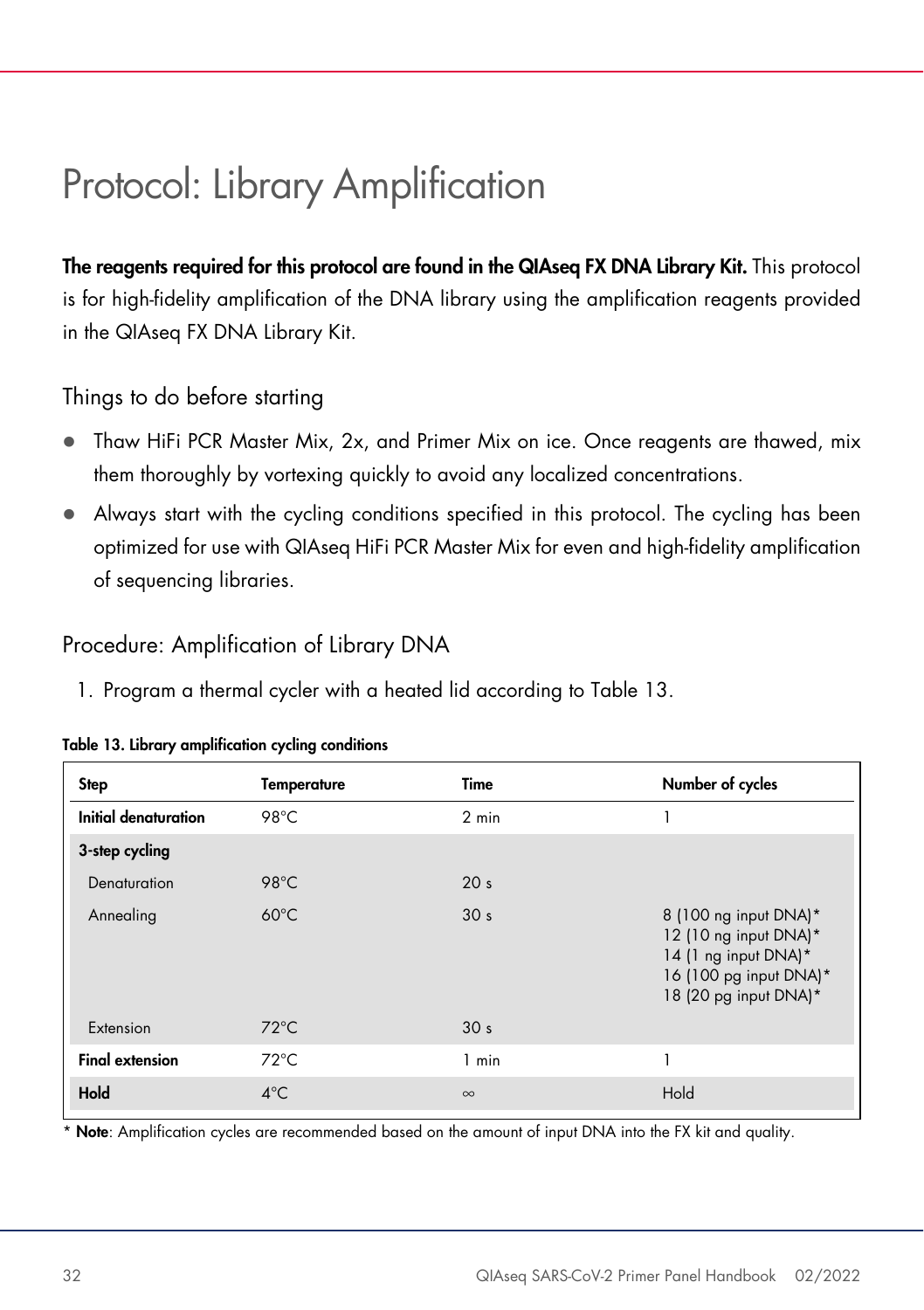# Protocol: Library Amplification

**The reagents required for this protocol are found in the QIAseq FX DNA Library Kit.** This protocol is for high-fidelity amplification of the DNA library using the amplification reagents provided in the QIAseq FX DNA Library Kit.

## Things to do before starting

- Thaw HiFi PCR Master Mix, 2x, and Primer Mix on ice. Once reagents are thawed, mix them thoroughly by vortexing quickly to avoid any localized concentrations.
- Always start with the cycling conditions specified in this protocol. The cycling has been optimized for use with QIAseq HiFi PCR Master Mix for even and high-fidelity amplification of sequencing libraries.

## Procedure: Amplification of Library DNA

1. Program a thermal cycler with a heated lid according to Table 13.

**Table 13. Library amplification cycling conditions**

| Step | Temperature | Time | Number of cycles |
|---|---|---|---|
| **Initial denaturation** | 98°C | 2 min | 1 |
| **3-step cycling** | | | |
| Denaturation | 98°C | 20 s | |
| Annealing | 60°C | 30 s | 8 (100 ng input DNA)* <br> 12 (10 ng input DNA)* <br> 14 (1 ng input DNA)* <br> 16 (100 pg input DNA)* <br> 18 (20 pg input DNA)* |
| Extension | 72°C | 30 s | |
| **Final extension** | 72°C | 1 min | 1 |
| **Hold** | 4°C | ∞ | Hold |

* **Note**: Amplification cycles are recommended based on the amount of input DNA into the FX kit and quality.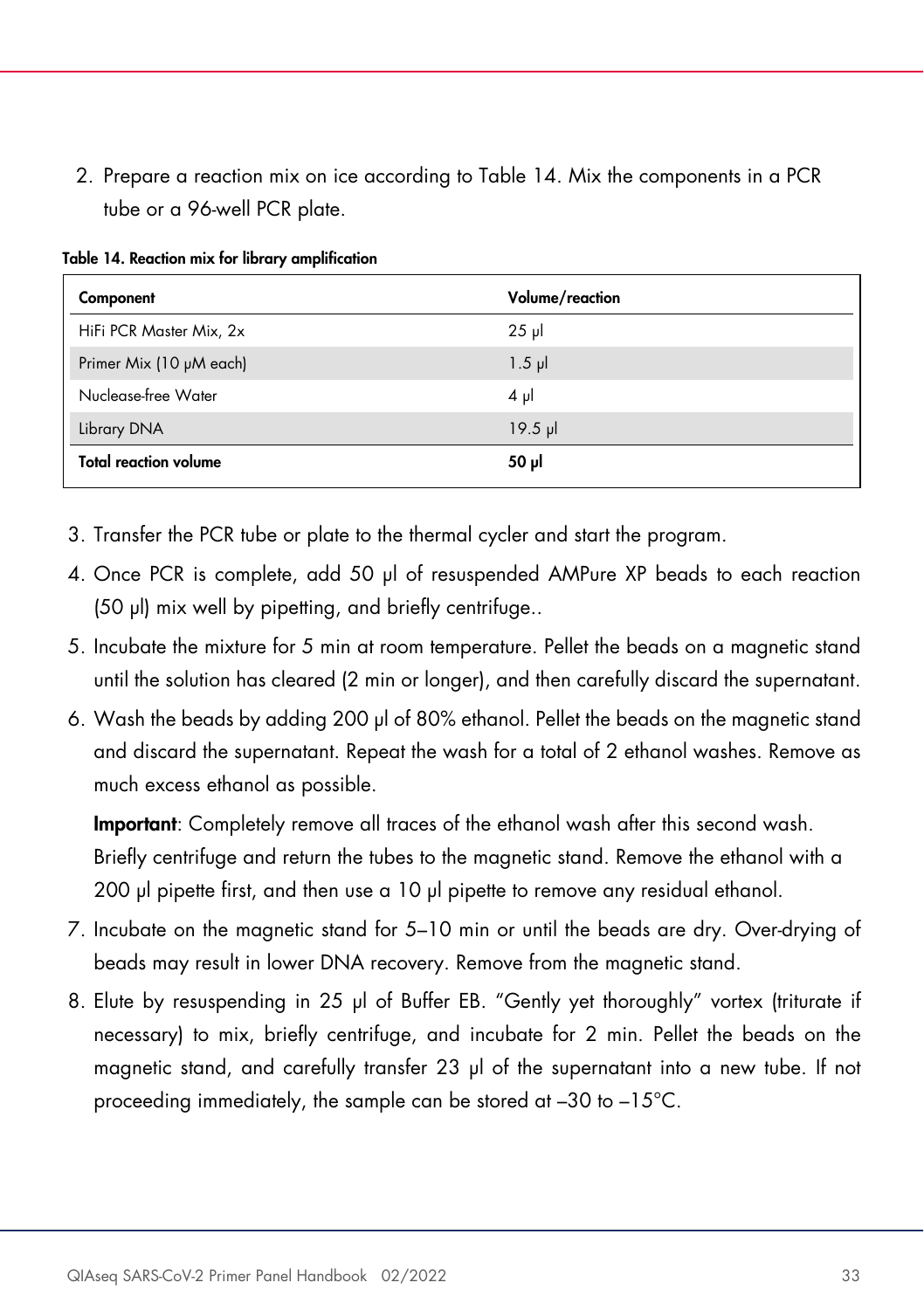2. Prepare a reaction mix on ice according to Table 14. Mix the components in a PCR tube or a 96-well PCR plate.

**Table 14. Reaction mix for library amplification**

| Component | Volume/reaction |
|---|---|
| HiFi PCR Master Mix, 2x | 25 µl |
| Primer Mix (10 µM each) | 1.5 µl |
| Nuclease-free Water | 4 µl |
| Library DNA | 19.5 µl |
| **Total reaction volume** | **50 µl** |

3. Transfer the PCR tube or plate to the thermal cycler and start the program.
4. Once PCR is complete, add 50 µl of resuspended AMPure XP beads to each reaction (50 µl) mix well by pipetting, and briefly centrifuge..
5. Incubate the mixture for 5 min at room temperature. Pellet the beads on a magnetic stand until the solution has cleared (2 min or longer), and then carefully discard the supernatant.
6. Wash the beads by adding 200 µl of 80% ethanol. Pellet the beads on the magnetic stand and discard the supernatant. Repeat the wash for a total of 2 ethanol washes. Remove as much excess ethanol as possible.

   **Important**: Completely remove all traces of the ethanol wash after this second wash. Briefly centrifuge and return the tubes to the magnetic stand. Remove the ethanol with a 200 µl pipette first, and then use a 10 µl pipette to remove any residual ethanol.
7. Incubate on the magnetic stand for 5–10 min or until the beads are dry. Over-drying of beads may result in lower DNA recovery. Remove from the magnetic stand.
8. Elute by resuspending in 25 µl of Buffer EB. "Gently yet thoroughly" vortex (triturate if necessary) to mix, briefly centrifuge, and incubate for 2 min. Pellet the beads on the magnetic stand, and carefully transfer 23 µl of the supernatant into a new tube. If not proceeding immediately, the sample can be stored at –30 to –15°C.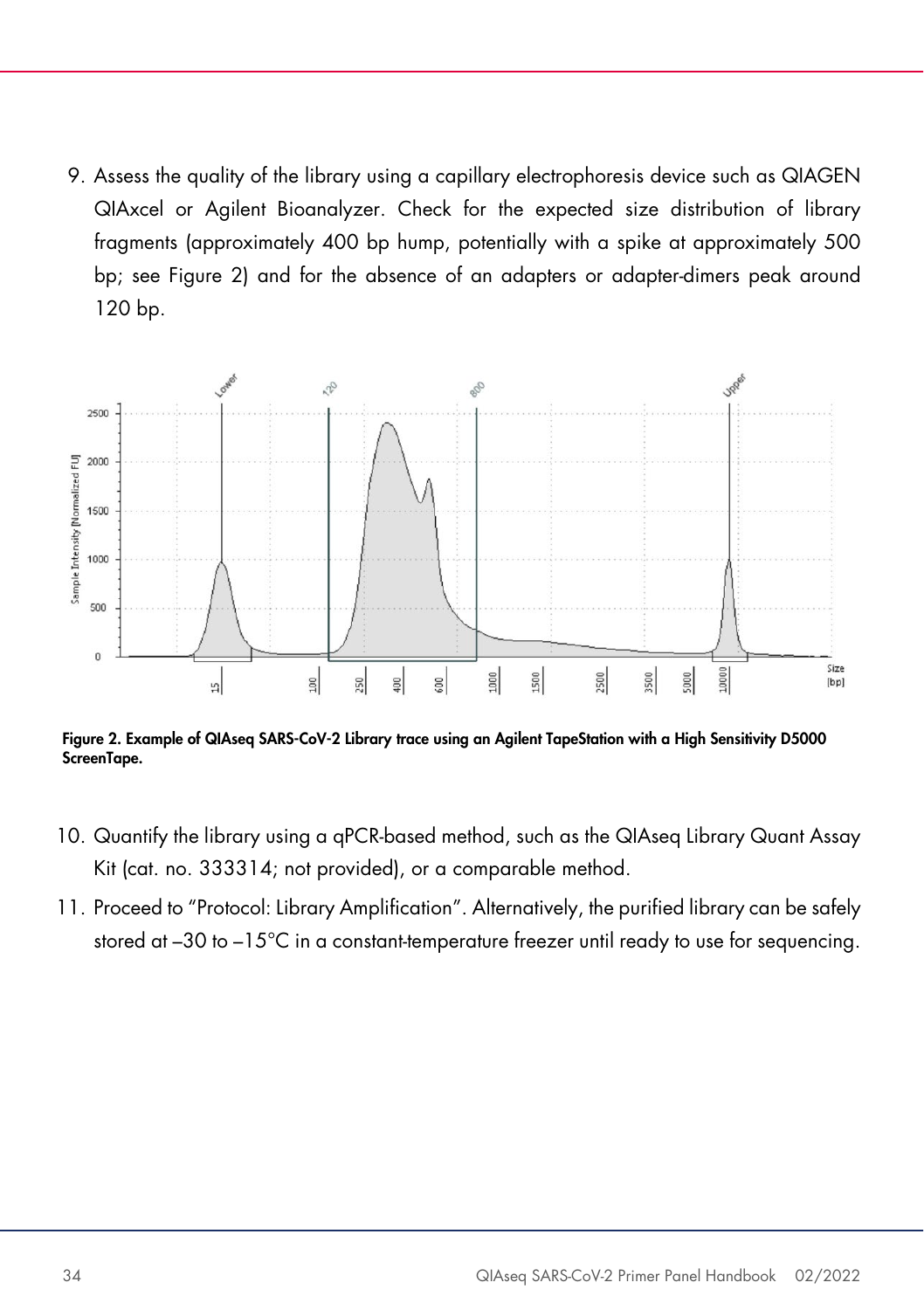9. Assess the quality of the library using a capillary electrophoresis device such as QIAGEN QIAxcel or Agilent Bioanalyzer. Check for the expected size distribution of library fragments (approximately 400 bp hump, potentially with a spike at approximately 500 bp; see Figure 2) and for the absence of an adapters or adapter-dimers peak around 120 bp.

**Figure 2. Example of QIAseq SARS-CoV-2 Library trace using an Agilent TapeStation with a High Sensitivity D5000 ScreenTape.**

10. Quantify the library using a qPCR-based method, such as the QIAseq Library Quant Assay Kit (cat. no. 333314; not provided), or a comparable method.

11. Proceed to "Protocol: Library Amplification". Alternatively, the purified library can be safely stored at –30 to –15°C in a constant-temperature freezer until ready to use for sequencing.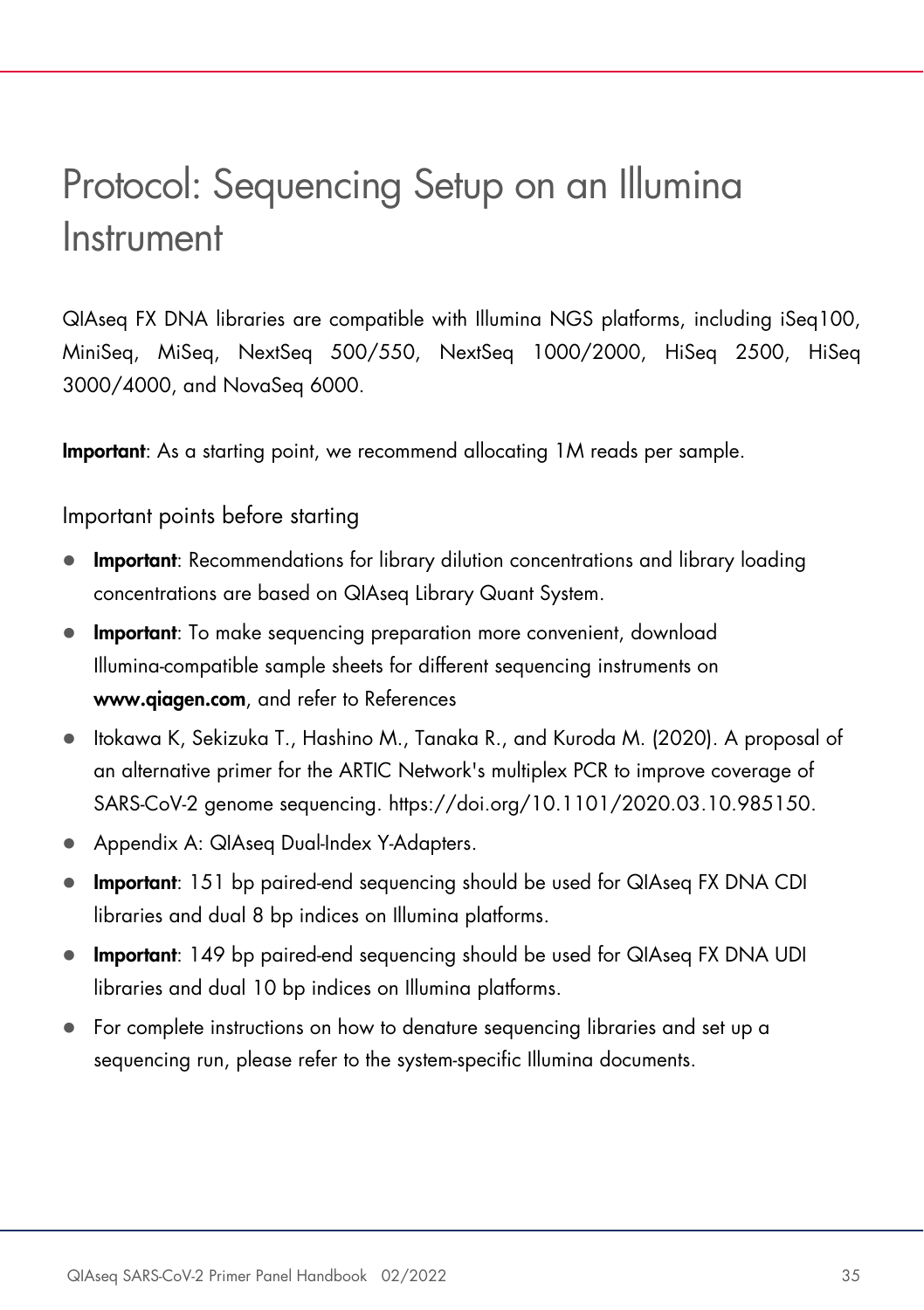# Protocol: Sequencing Setup on an Illumina Instrument

QIAseq FX DNA libraries are compatible with Illumina NGS platforms, including iSeq100, MiniSeq, MiSeq, NextSeq 500/550, NextSeq 1000/2000, HiSeq 2500, HiSeq 3000/4000, and NovaSeq 6000.

**Important**: As a starting point, we recommend allocating 1M reads per sample.

## Important points before starting

- **Important**: Recommendations for library dilution concentrations and library loading concentrations are based on QIAseq Library Quant System.
- **Important**: To make sequencing preparation more convenient, download Illumina-compatible sample sheets for different sequencing instruments on **www.qiagen.com**, and refer to References
- Itokawa K, Sekizuka T., Hashino M., Tanaka R., and Kuroda M. (2020). A proposal of an alternative primer for the ARTIC Network's multiplex PCR to improve coverage of SARS-CoV-2 genome sequencing. https://doi.org/10.1101/2020.03.10.985150.
- Appendix A: QIAseq Dual-Index Y-Adapters.
- **Important**: 151 bp paired-end sequencing should be used for QIAseq FX DNA CDI libraries and dual 8 bp indices on Illumina platforms.
- **Important**: 149 bp paired-end sequencing should be used for QIAseq FX DNA UDI libraries and dual 10 bp indices on Illumina platforms.
- For complete instructions on how to denature sequencing libraries and set up a sequencing run, please refer to the system-specific Illumina documents.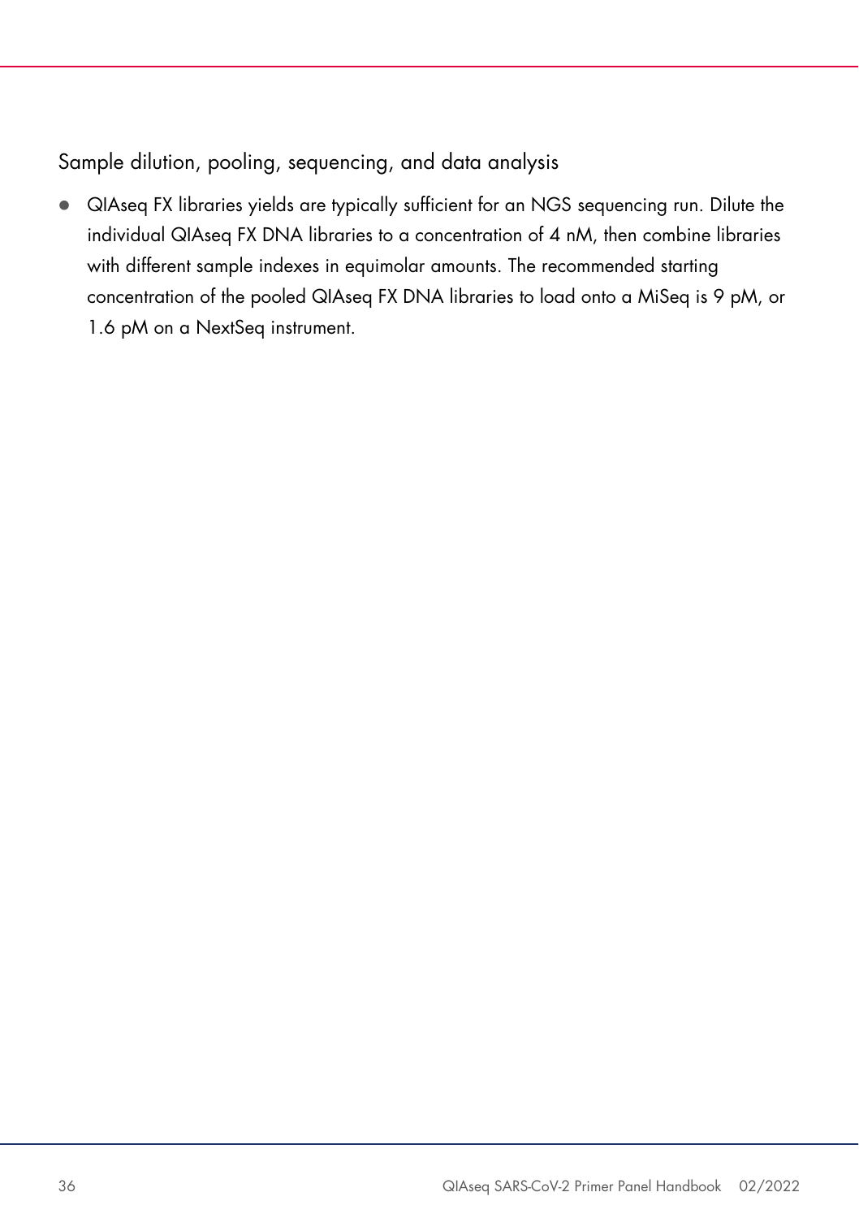### Sample dilution, pooling, sequencing, and data analysis

- QIAseq FX libraries yields are typically sufficient for an NGS sequencing run. Dilute the individual QIAseq FX DNA libraries to a concentration of 4 nM, then combine libraries with different sample indexes in equimolar amounts. The recommended starting concentration of the pooled QIAseq FX DNA libraries to load onto a MiSeq is 9 pM, or 1.6 pM on a NextSeq instrument.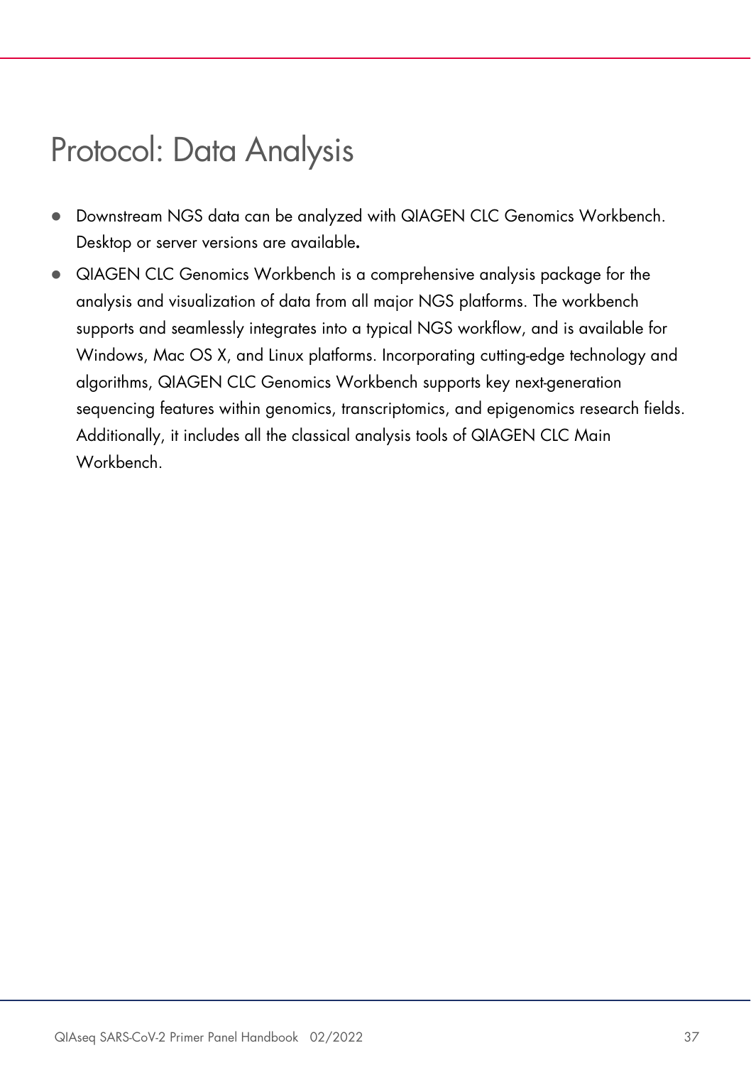# Protocol: Data Analysis

- Downstream NGS data can be analyzed with QIAGEN CLC Genomics Workbench. Desktop or server versions are available.
- QIAGEN CLC Genomics Workbench is a comprehensive analysis package for the analysis and visualization of data from all major NGS platforms. The workbench supports and seamlessly integrates into a typical NGS workflow, and is available for Windows, Mac OS X, and Linux platforms. Incorporating cutting-edge technology and algorithms, QIAGEN CLC Genomics Workbench supports key next-generation sequencing features within genomics, transcriptomics, and epigenomics research fields. Additionally, it includes all the classical analysis tools of QIAGEN CLC Main Workbench.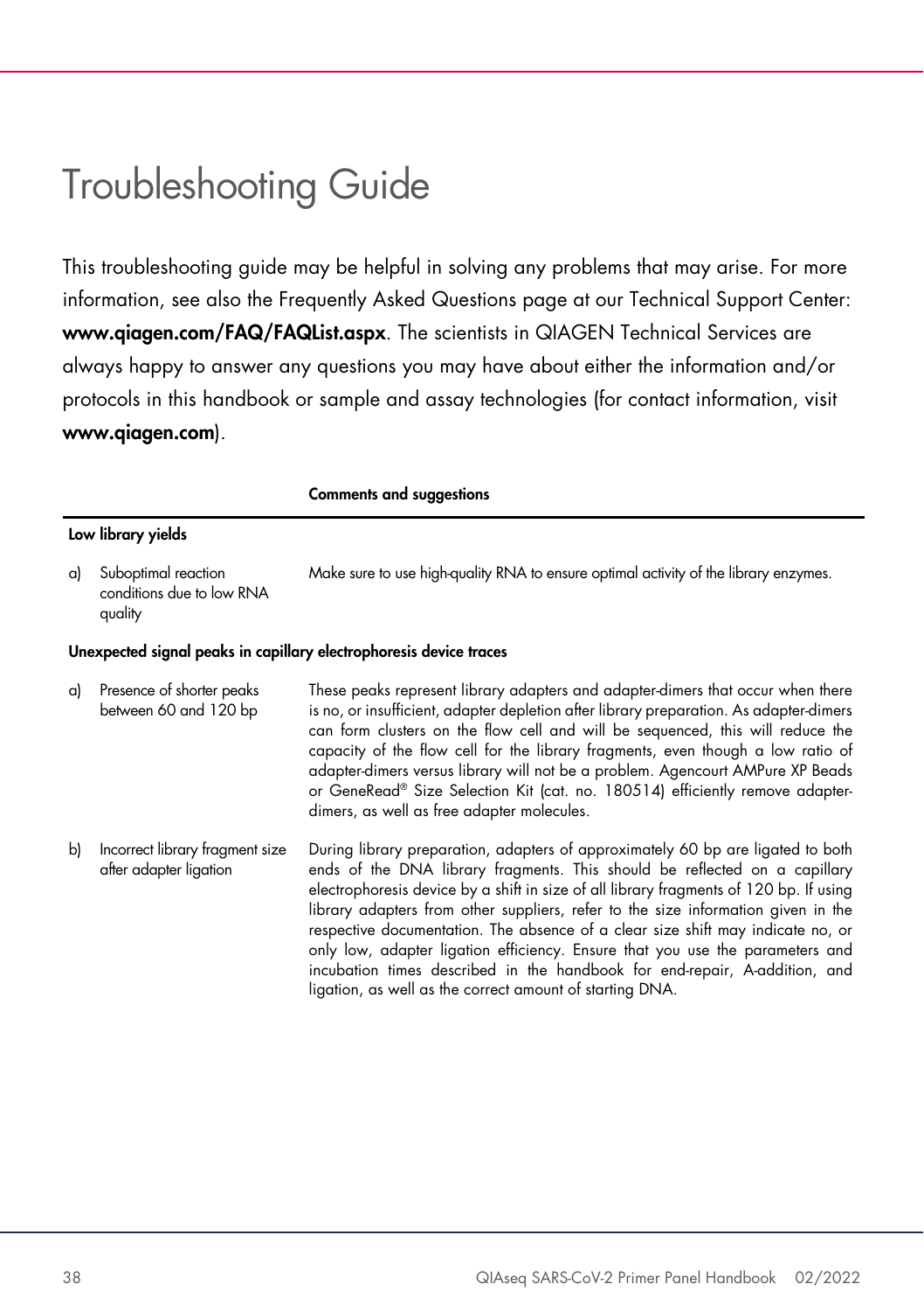# Troubleshooting Guide

This troubleshooting guide may be helpful in solving any problems that may arise. For more information, see also the Frequently Asked Questions page at our Technical Support Center: **www.qiagen.com/FAQ/FAQList.aspx**. The scientists in QIAGEN Technical Services are always happy to answer any questions you may have about either the information and/or protocols in this handbook or sample and assay technologies (for contact information, visit **www.qiagen.com**).

| | Comments and suggestions |
|---|---|
| **Low library yields** | |
| a) Suboptimal reaction conditions due to low RNA quality | Make sure to use high-quality RNA to ensure optimal activity of the library enzymes. |
| **Unexpected signal peaks in capillary electrophoresis device traces** | |
| a) Presence of shorter peaks between 60 and 120 bp | These peaks represent library adapters and adapter-dimers that occur when there is no, or insufficient, adapter depletion after library preparation. As adapter-dimers can form clusters on the flow cell and will be sequenced, this will reduce the capacity of the flow cell for the library fragments, even though a low ratio of adapter-dimers versus library will not be a problem. Agencourt AMPure XP Beads or GeneRead® Size Selection Kit (cat. no. 180514) efficiently remove adapter-dimers, as well as free adapter molecules. |
| b) Incorrect library fragment size after adapter ligation | During library preparation, adapters of approximately 60 bp are ligated to both ends of the DNA library fragments. This should be reflected on a capillary electrophoresis device by a shift in size of all library fragments of 120 bp. If using library adapters from other suppliers, refer to the size information given in the respective documentation. The absence of a clear size shift may indicate no, or only low, adapter ligation efficiency. Ensure that you use the parameters and incubation times described in the handbook for end-repair, A-addition, and ligation, as well as the correct amount of starting DNA. |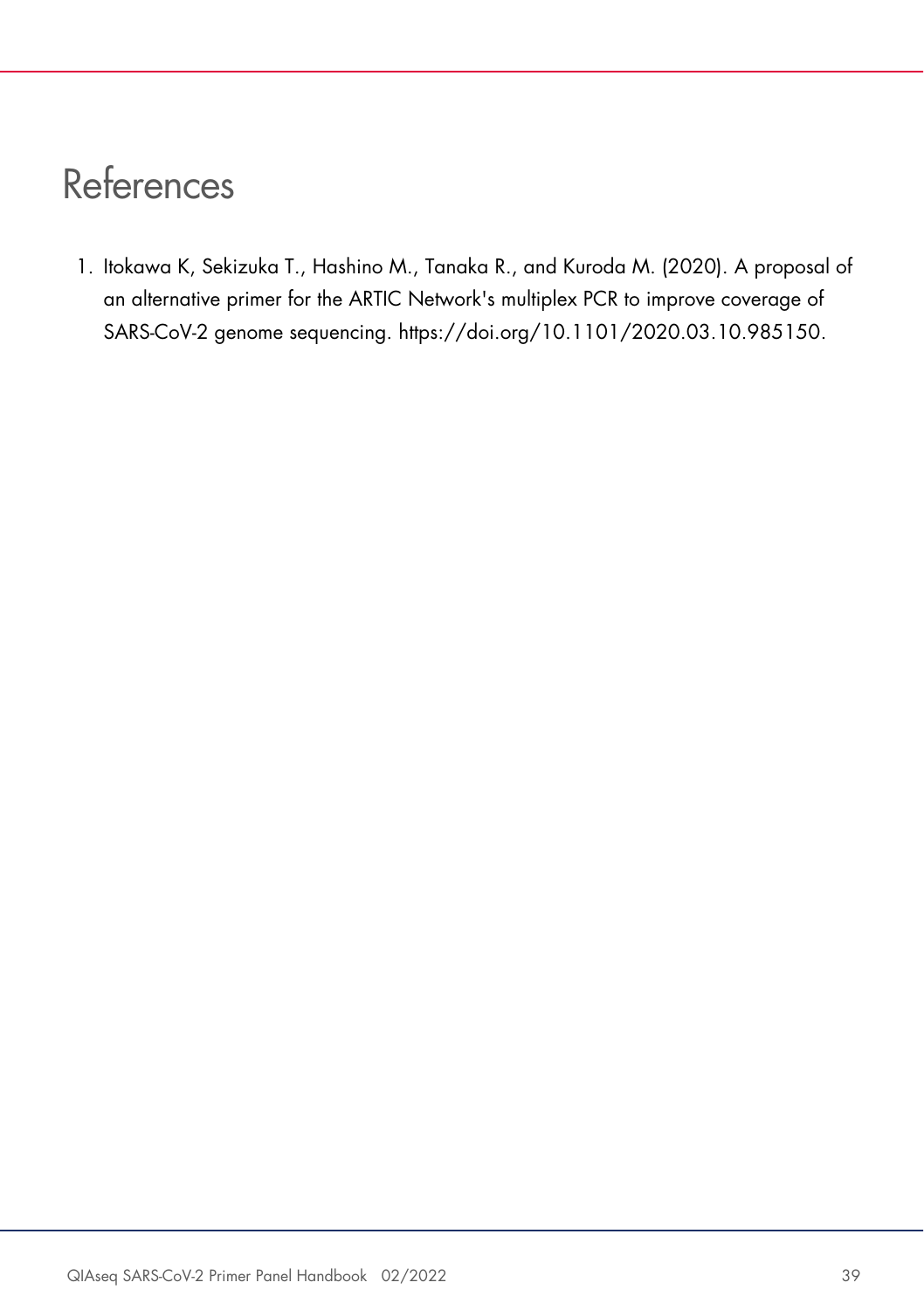# References

1. Itokawa K, Sekizuka T., Hashino M., Tanaka R., and Kuroda M. (2020). A proposal of an alternative primer for the ARTIC Network's multiplex PCR to improve coverage of SARS-CoV-2 genome sequencing. https://doi.org/10.1101/2020.03.10.985150.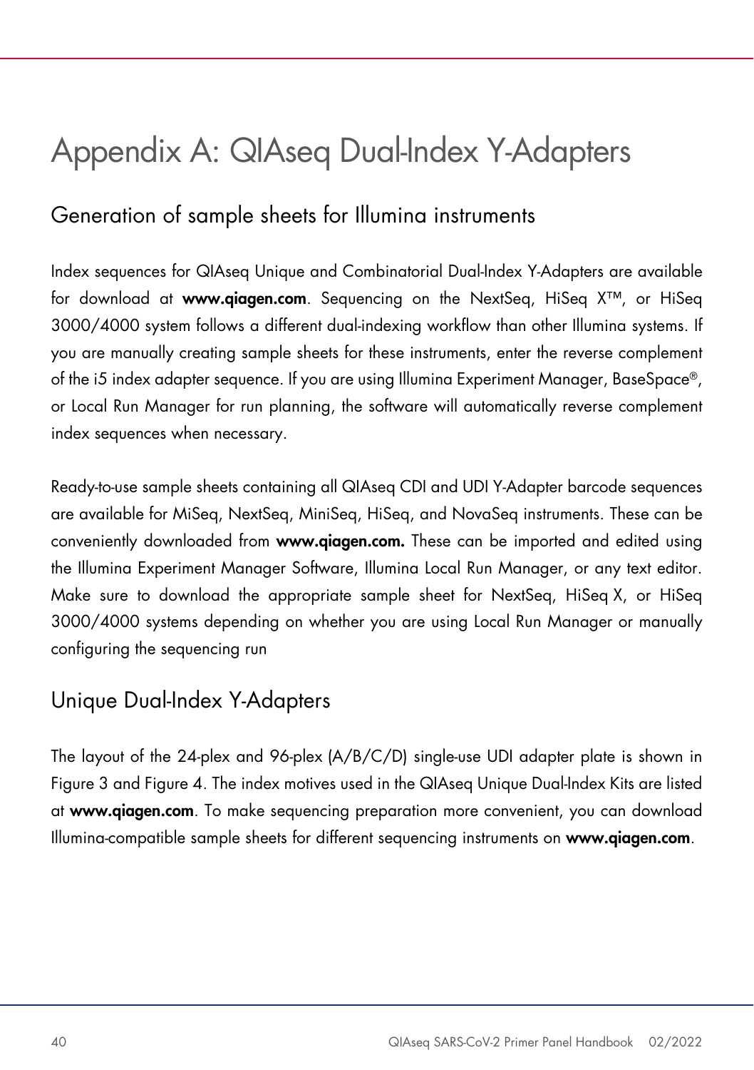# Appendix A: QIAseq Dual-Index Y-Adapters

## Generation of sample sheets for Illumina instruments

Index sequences for QIAseq Unique and Combinatorial Dual-Index Y-Adapters are available for download at **www.qiagen.com**. Sequencing on the NextSeq, HiSeq X™, or HiSeq 3000/4000 system follows a different dual-indexing workflow than other Illumina systems. If you are manually creating sample sheets for these instruments, enter the reverse complement of the i5 index adapter sequence. If you are using Illumina Experiment Manager, BaseSpace®, or Local Run Manager for run planning, the software will automatically reverse complement index sequences when necessary.

Ready-to-use sample sheets containing all QIAseq CDI and UDI Y-Adapter barcode sequences are available for MiSeq, NextSeq, MiniSeq, HiSeq, and NovaSeq instruments. These can be conveniently downloaded from **www.qiagen.com.** These can be imported and edited using the Illumina Experiment Manager Software, Illumina Local Run Manager, or any text editor. Make sure to download the appropriate sample sheet for NextSeq, HiSeq X, or HiSeq 3000/4000 systems depending on whether you are using Local Run Manager or manually configuring the sequencing run

## Unique Dual-Index Y-Adapters

The layout of the 24-plex and 96-plex (A/B/C/D) single-use UDI adapter plate is shown in Figure 3 and Figure 4. The index motives used in the QIAseq Unique Dual-Index Kits are listed at **www.qiagen.com**. To make sequencing preparation more convenient, you can download Illumina-compatible sample sheets for different sequencing instruments on **www.qiagen.com**.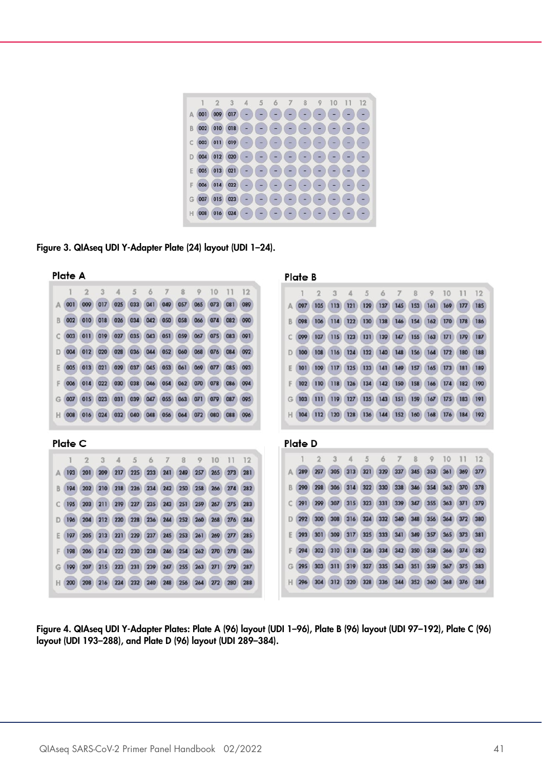| | 1 | 2 | 3 | 4 | 5 | 6 | 7 | 8 | 9 | 10 | 11 | 12 |
|---|---|---|---|---|---|---|---|---|---|---|---|---|
| A | 001 | 009 | 017 | – | – | – | – | – | – | – | – | – |
| B | 002 | 010 | 018 | – | – | – | – | – | – | – | – | – |
| C | 003 | 011 | 019 | – | – | – | – | – | – | – | – | – |
| D | 004 | 012 | 020 | – | – | – | – | – | – | – | – | – |
| E | 005 | 013 | 021 | – | – | – | – | – | – | – | – | – |
| F | 006 | 014 | 022 | – | – | – | – | – | – | – | – | – |
| G | 007 | 015 | 023 | – | – | – | – | – | – | – | – | – |
| H | 008 | 016 | 024 | – | – | – | – | – | – | – | – | – |

**Figure 3. QIAseq UDI Y-Adapter Plate (24) layout (UDI 1–24).**

**Plate A**

| | 1 | 2 | 3 | 4 | 5 | 6 | 7 | 8 | 9 | 10 | 11 | 12 |
|---|---|---|---|---|---|---|---|---|---|---|---|---|
| A | 001 | 009 | 017 | 025 | 033 | 041 | 049 | 057 | 065 | 073 | 081 | 089 |
| B | 002 | 010 | 018 | 026 | 034 | 042 | 050 | 058 | 066 | 074 | 082 | 090 |
| C | 003 | 011 | 019 | 027 | 035 | 043 | 051 | 059 | 067 | 075 | 083 | 091 |
| D | 004 | 012 | 020 | 028 | 036 | 044 | 052 | 060 | 068 | 076 | 084 | 092 |
| E | 005 | 013 | 021 | 029 | 037 | 045 | 053 | 061 | 069 | 077 | 085 | 093 |
| F | 006 | 014 | 022 | 030 | 038 | 046 | 054 | 062 | 070 | 078 | 086 | 094 |
| G | 007 | 015 | 023 | 031 | 039 | 047 | 055 | 063 | 071 | 079 | 087 | 095 |
| H | 008 | 016 | 024 | 032 | 040 | 048 | 056 | 064 | 072 | 080 | 088 | 096 |

**Plate B**

| | 1 | 2 | 3 | 4 | 5 | 6 | 7 | 8 | 9 | 10 | 11 | 12 |
|---|---|---|---|---|---|---|---|---|---|---|---|---|
| A | 097 | 105 | 113 | 121 | 129 | 137 | 145 | 153 | 161 | 169 | 177 | 185 |
| B | 098 | 106 | 114 | 122 | 130 | 138 | 146 | 154 | 162 | 170 | 178 | 186 |
| C | 099 | 107 | 115 | 123 | 131 | 139 | 147 | 155 | 163 | 171 | 179 | 187 |
| D | 100 | 108 | 116 | 124 | 132 | 140 | 148 | 156 | 164 | 172 | 180 | 188 |
| E | 101 | 109 | 117 | 125 | 133 | 141 | 149 | 157 | 165 | 173 | 181 | 189 |
| F | 102 | 110 | 118 | 126 | 134 | 142 | 150 | 158 | 166 | 174 | 182 | 190 |
| G | 103 | 111 | 119 | 127 | 135 | 143 | 151 | 159 | 167 | 175 | 183 | 191 |
| H | 104 | 112 | 120 | 128 | 136 | 144 | 152 | 160 | 168 | 176 | 184 | 192 |

**Plate C**

| | 1 | 2 | 3 | 4 | 5 | 6 | 7 | 8 | 9 | 10 | 11 | 12 |
|---|---|---|---|---|---|---|---|---|---|---|---|---|
| A | 193 | 201 | 209 | 217 | 225 | 233 | 241 | 249 | 257 | 265 | 273 | 281 |
| B | 194 | 202 | 210 | 218 | 226 | 234 | 242 | 250 | 258 | 266 | 274 | 282 |
| C | 195 | 203 | 211 | 219 | 227 | 235 | 243 | 251 | 259 | 267 | 275 | 283 |
| D | 196 | 204 | 212 | 220 | 228 | 236 | 244 | 252 | 260 | 268 | 276 | 284 |
| E | 197 | 205 | 213 | 221 | 229 | 237 | 245 | 253 | 261 | 269 | 277 | 285 |
| F | 198 | 206 | 214 | 222 | 230 | 238 | 246 | 254 | 262 | 270 | 278 | 286 |
| G | 199 | 207 | 215 | 223 | 231 | 239 | 247 | 255 | 263 | 271 | 279 | 287 |
| H | 200 | 208 | 216 | 224 | 232 | 240 | 248 | 256 | 264 | 272 | 280 | 288 |

**Plate D**

| | 1 | 2 | 3 | 4 | 5 | 6 | 7 | 8 | 9 | 10 | 11 | 12 |
|---|---|---|---|---|---|---|---|---|---|---|---|---|
| A | 289 | 297 | 305 | 313 | 321 | 329 | 337 | 345 | 353 | 361 | 369 | 377 |
| B | 290 | 298 | 306 | 314 | 322 | 330 | 338 | 346 | 354 | 362 | 370 | 378 |
| C | 291 | 299 | 307 | 315 | 323 | 331 | 339 | 347 | 355 | 363 | 371 | 379 |
| D | 292 | 300 | 308 | 316 | 324 | 332 | 340 | 348 | 356 | 364 | 372 | 380 |
| E | 293 | 301 | 309 | 317 | 325 | 333 | 341 | 349 | 357 | 365 | 373 | 381 |
| F | 294 | 302 | 310 | 318 | 326 | 334 | 342 | 350 | 358 | 366 | 374 | 382 |
| G | 295 | 303 | 311 | 319 | 327 | 335 | 343 | 351 | 359 | 367 | 375 | 383 |
| H | 296 | 304 | 312 | 320 | 328 | 336 | 344 | 352 | 360 | 368 | 376 | 384 |

**Figure 4. QIAseq UDI Y-Adapter Plates: Plate A (96) layout (UDI 1–96), Plate B (96) layout (UDI 97–192), Plate C (96) layout (UDI 193–288), and Plate D (96) layout (UDI 289–384).**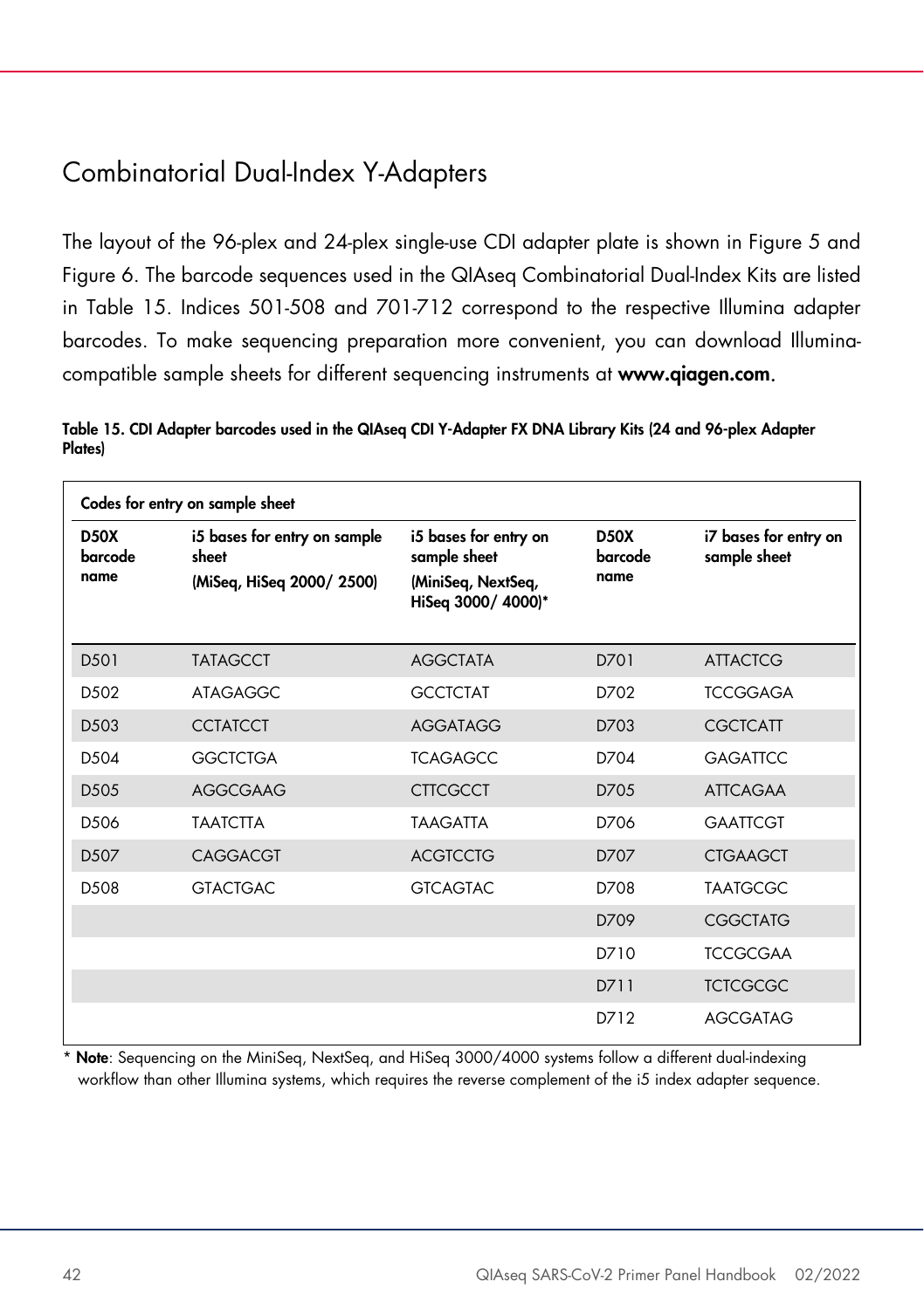## Combinatorial Dual-Index Y-Adapters

The layout of the 96-plex and 24-plex single-use CDI adapter plate is shown in Figure 5 and Figure 6. The barcode sequences used in the QIAseq Combinatorial Dual-Index Kits are listed in Table 15. Indices 501-508 and 701-712 correspond to the respective Illumina adapter barcodes. To make sequencing preparation more convenient, you can download Illumina-compatible sample sheets for different sequencing instruments at **www.qiagen.com**.

**Table 15. CDI Adapter barcodes used in the QIAseq CDI Y-Adapter FX DNA Library Kits (24 and 96-plex Adapter Plates)**

| Codes for entry on sample sheet | | | | |
|---|---|---|---|---|
| **D50X barcode name** | **i5 bases for entry on sample sheet (MiSeq, HiSeq 2000/ 2500)** | **i5 bases for entry on sample sheet (MiniSeq, NextSeq, HiSeq 3000/ 4000)*** | **D50X barcode name** | **i7 bases for entry on sample sheet** |
| D501 | TATAGCCT | AGGCTATA | D701 | ATTACTCG |
| D502 | ATAGAGGC | GCCTCTAT | D702 | TCCGGAGA |
| D503 | CCTATCCT | AGGATAGG | D703 | CGCTCATT |
| D504 | GGCTCTGA | TCAGAGCC | D704 | GAGATTCC |
| D505 | AGGCGAAG | CTTCGCCT | D705 | ATTCAGAA |
| D506 | TAATCTTA | TAAGATTA | D706 | GAATTCGT |
| D507 | CAGGACGT | ACGTCCTG | D707 | CTGAAGCT |
| D508 | GTACTGAC | GTCAGTAC | D708 | TAATGCGC |
| | | | D709 | CGGCTATG |
| | | | D710 | TCCGCGAA |
| | | | D711 | TCTCGCGC |
| | | | D712 | AGCGATAG |

\* **Note**: Sequencing on the MiniSeq, NextSeq, and HiSeq 3000/4000 systems follow a different dual-indexing workflow than other Illumina systems, which requires the reverse complement of the i5 index adapter sequence.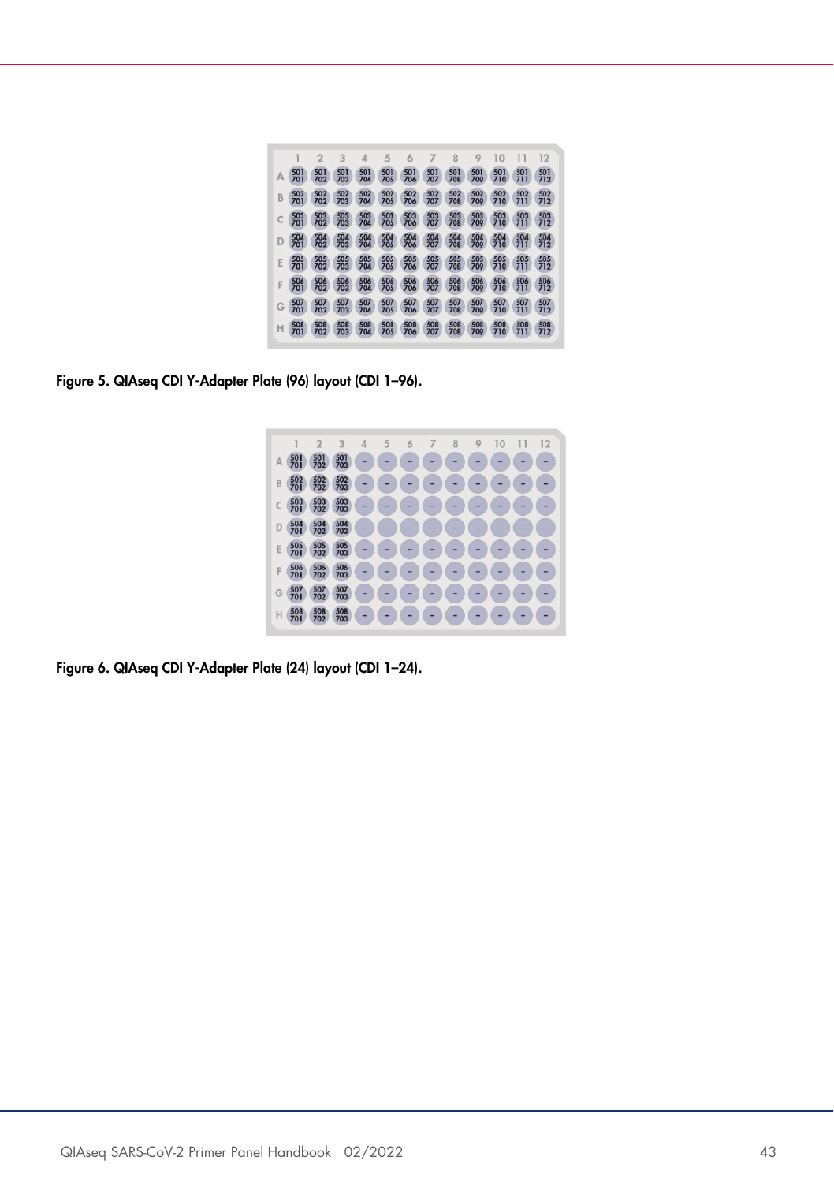|   | 1 | 2 | 3 | 4 | 5 | 6 | 7 | 8 | 9 | 10 | 11 | 12 |
|---|---|---|---|---|---|---|---|---|---|---|---|---|
| A | 501 701 | 501 702 | 501 703 | 501 704 | 501 705 | 501 706 | 501 707 | 501 708 | 501 709 | 501 710 | 501 711 | 501 712 |
| B | 502 701 | 502 702 | 502 703 | 502 704 | 502 705 | 502 706 | 502 707 | 502 708 | 502 709 | 502 710 | 502 711 | 502 712 |
| C | 503 701 | 503 702 | 503 703 | 503 704 | 503 705 | 503 706 | 503 707 | 503 708 | 503 709 | 503 710 | 503 711 | 503 712 |
| D | 504 701 | 504 702 | 504 703 | 504 704 | 504 705 | 504 706 | 504 707 | 504 708 | 504 709 | 504 710 | 504 711 | 504 712 |
| E | 505 701 | 505 702 | 505 703 | 505 704 | 505 705 | 505 706 | 505 707 | 505 708 | 505 709 | 505 710 | 505 711 | 505 712 |
| F | 506 701 | 506 702 | 506 703 | 506 704 | 506 705 | 506 706 | 506 707 | 506 708 | 506 709 | 506 710 | 506 711 | 506 712 |
| G | 507 701 | 507 702 | 507 703 | 507 704 | 507 705 | 507 706 | 507 707 | 507 708 | 507 709 | 507 710 | 507 711 | 507 712 |
| H | 508 701 | 508 702 | 508 703 | 508 704 | 508 705 | 508 706 | 508 707 | 508 708 | 508 709 | 508 710 | 508 711 | 508 712 |

**Figure 5. QIAseq CDI Y-Adapter Plate (96) layout (CDI 1–96).**

|   | 1 | 2 | 3 | 4 | 5 | 6 | 7 | 8 | 9 | 10 | 11 | 12 |
|---|---|---|---|---|---|---|---|---|---|---|---|---|
| A | 501 701 | 501 702 | 501 703 | – | – | – | – | – | – | – | – | – |
| B | 502 701 | 502 702 | 502 703 | – | – | – | – | – | – | – | – | – |
| C | 503 701 | 503 702 | 503 703 | – | – | – | – | – | – | – | – | – |
| D | 504 701 | 504 702 | 504 703 | – | – | – | – | – | – | – | – | – |
| E | 505 701 | 505 702 | 505 703 | – | – | – | – | – | – | – | – | – |
| F | 506 701 | 506 702 | 506 703 | – | – | – | – | – | – | – | – | – |
| G | 507 701 | 507 702 | 507 703 | – | – | – | – | – | – | – | – | – |
| H | 508 701 | 508 702 | 508 703 | – | – | – | – | – | – | – | – | – |

**Figure 6. QIAseq CDI Y-Adapter Plate (24) layout (CDI 1–24).**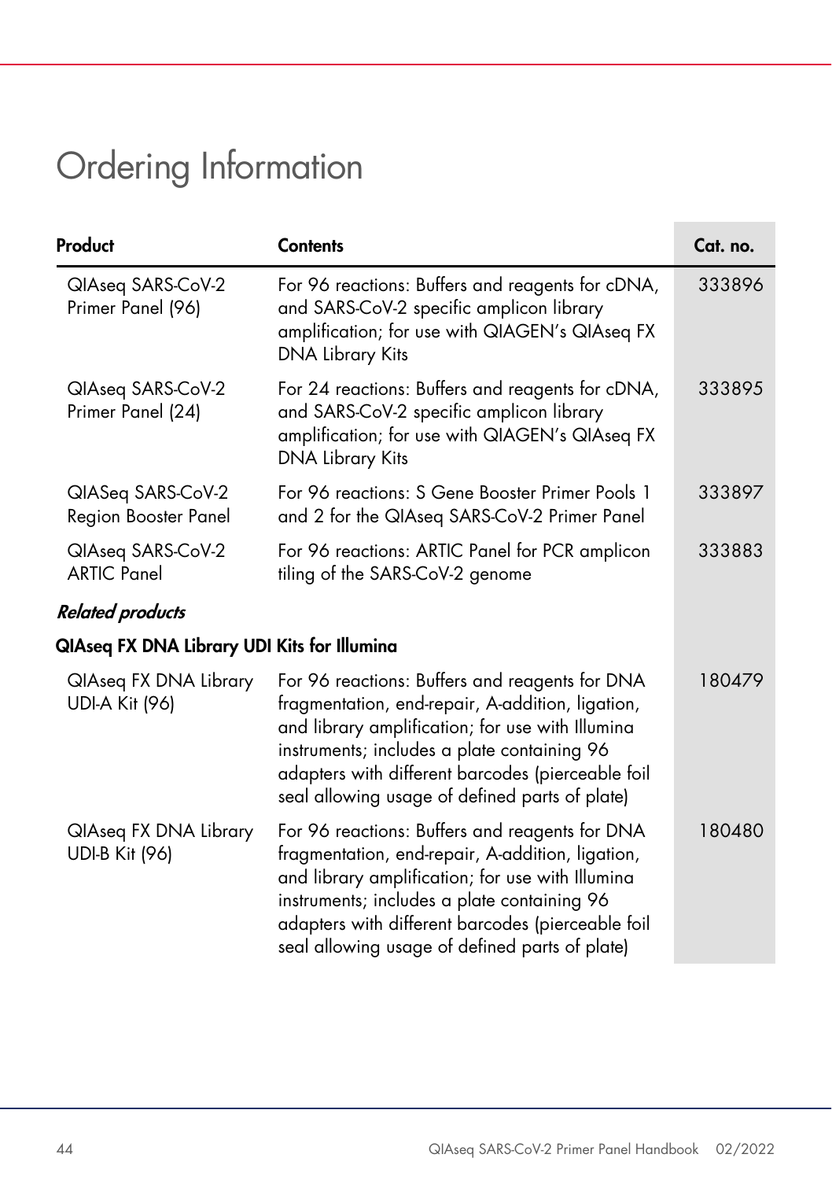# Ordering Information

| Product | Contents | Cat. no. |
|---|---|---|
| QIAseq SARS-CoV-2 Primer Panel (96) | For 96 reactions: Buffers and reagents for cDNA, and SARS-CoV-2 specific amplicon library amplification; for use with QIAGEN's QIAseq FX DNA Library Kits | 333896 |
| QIAseq SARS-CoV-2 Primer Panel (24) | For 24 reactions: Buffers and reagents for cDNA, and SARS-CoV-2 specific amplicon library amplification; for use with QIAGEN's QIAseq FX DNA Library Kits | 333895 |
| QIASeq SARS-CoV-2 Region Booster Panel | For 96 reactions: S Gene Booster Primer Pools 1 and 2 for the QIAseq SARS-CoV-2 Primer Panel | 333897 |
| QIAseq SARS-CoV-2 ARTIC Panel | For 96 reactions: ARTIC Panel for PCR amplicon tiling of the SARS-CoV-2 genome | 333883 |
| ***Related products*** | | |
| **QIAseq FX DNA Library UDI Kits for Illumina** | | |
| QIAseq FX DNA Library UDI-A Kit (96) | For 96 reactions: Buffers and reagents for DNA fragmentation, end-repair, A-addition, ligation, and library amplification; for use with Illumina instruments; includes a plate containing 96 adapters with different barcodes (pierceable foil seal allowing usage of defined parts of plate) | 180479 |
| QIAseq FX DNA Library UDI-B Kit (96) | For 96 reactions: Buffers and reagents for DNA fragmentation, end-repair, A-addition, ligation, and library amplification; for use with Illumina instruments; includes a plate containing 96 adapters with different barcodes (pierceable foil seal allowing usage of defined parts of plate) | 180480 |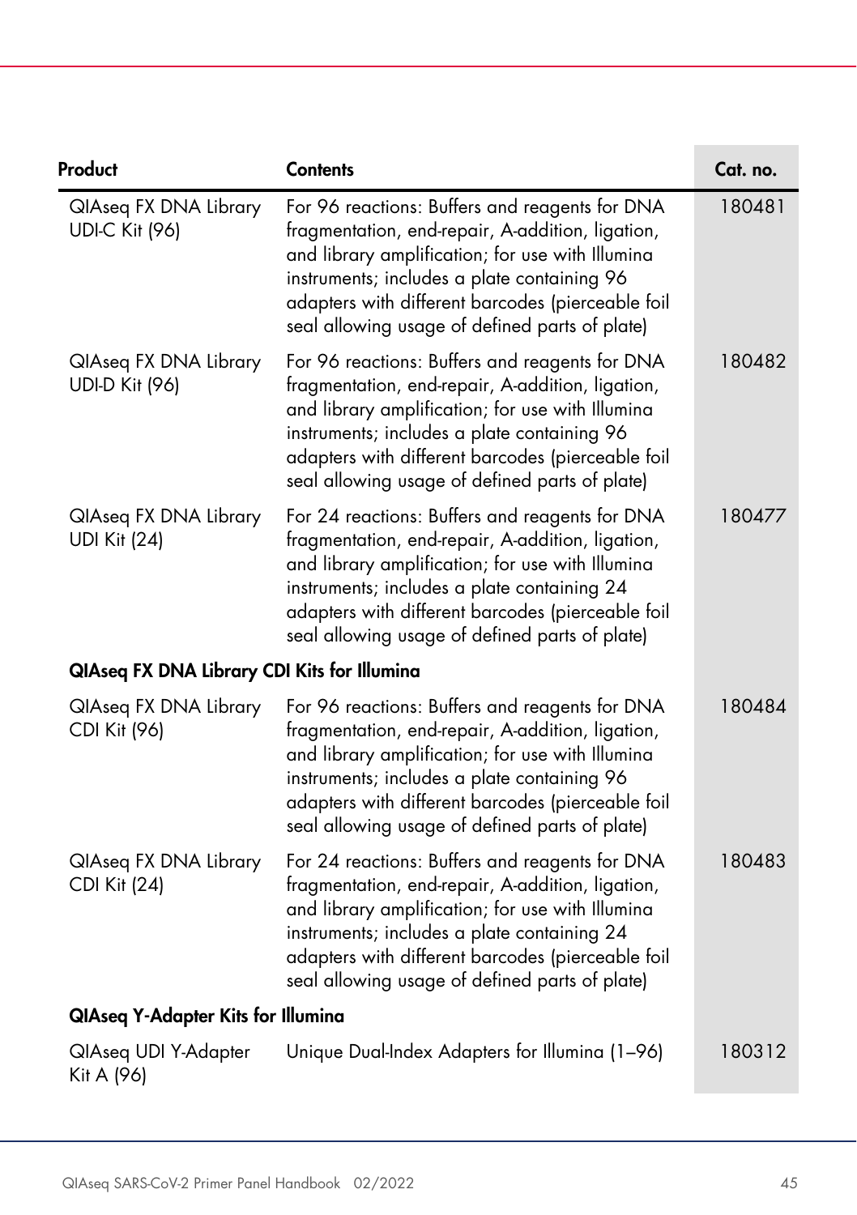| Product | Contents | Cat. no. |
|---|---|---|
| QIAseq FX DNA Library UDI-C Kit (96) | For 96 reactions: Buffers and reagents for DNA fragmentation, end-repair, A-addition, ligation, and library amplification; for use with Illumina instruments; includes a plate containing 96 adapters with different barcodes (pierceable foil seal allowing usage of defined parts of plate) | 180481 |
| QIAseq FX DNA Library UDI-D Kit (96) | For 96 reactions: Buffers and reagents for DNA fragmentation, end-repair, A-addition, ligation, and library amplification; for use with Illumina instruments; includes a plate containing 96 adapters with different barcodes (pierceable foil seal allowing usage of defined parts of plate) | 180482 |
| QIAseq FX DNA Library UDI Kit (24) | For 24 reactions: Buffers and reagents for DNA fragmentation, end-repair, A-addition, ligation, and library amplification; for use with Illumina instruments; includes a plate containing 24 adapters with different barcodes (pierceable foil seal allowing usage of defined parts of plate) | 180477 |
| **QIAseq FX DNA Library CDI Kits for Illumina** | | |
| QIAseq FX DNA Library CDI Kit (96) | For 96 reactions: Buffers and reagents for DNA fragmentation, end-repair, A-addition, ligation, and library amplification; for use with Illumina instruments; includes a plate containing 96 adapters with different barcodes (pierceable foil seal allowing usage of defined parts of plate) | 180484 |
| QIAseq FX DNA Library CDI Kit (24) | For 24 reactions: Buffers and reagents for DNA fragmentation, end-repair, A-addition, ligation, and library amplification; for use with Illumina instruments; includes a plate containing 24 adapters with different barcodes (pierceable foil seal allowing usage of defined parts of plate) | 180483 |
| **QIAseq Y-Adapter Kits for Illumina** | | |
| QIAseq UDI Y-Adapter Kit A (96) | Unique Dual-Index Adapters for Illumina (1–96) | 180312 |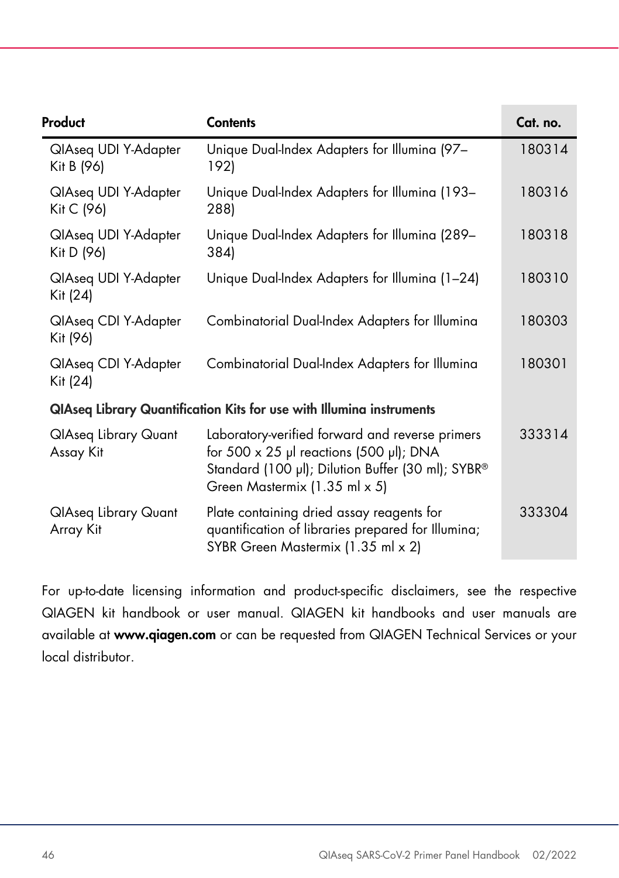| Product | Contents | Cat. no. |
|---|---|---|
| QIAseq UDI Y-Adapter Kit B (96) | Unique Dual-Index Adapters for Illumina (97–192) | 180314 |
| QIAseq UDI Y-Adapter Kit C (96) | Unique Dual-Index Adapters for Illumina (193–288) | 180316 |
| QIAseq UDI Y-Adapter Kit D (96) | Unique Dual-Index Adapters for Illumina (289–384) | 180318 |
| QIAseq UDI Y-Adapter Kit (24) | Unique Dual-Index Adapters for Illumina (1–24) | 180310 |
| QIAseq CDI Y-Adapter Kit (96) | Combinatorial Dual-Index Adapters for Illumina | 180303 |
| QIAseq CDI Y-Adapter Kit (24) | Combinatorial Dual-Index Adapters for Illumina | 180301 |
| **QIAseq Library Quantification Kits for use with Illumina instruments** | | |
| QIAseq Library Quant Assay Kit | Laboratory-verified forward and reverse primers for 500 x 25 µl reactions (500 µl); DNA Standard (100 µl); Dilution Buffer (30 ml); SYBR® Green Mastermix (1.35 ml x 5) | 333314 |
| QIAseq Library Quant Array Kit | Plate containing dried assay reagents for quantification of libraries prepared for Illumina; SYBR Green Mastermix (1.35 ml x 2) | 333304 |

For up-to-date licensing information and product-specific disclaimers, see the respective QIAGEN kit handbook or user manual. QIAGEN kit handbooks and user manuals are available at **www.qiagen.com** or can be requested from QIAGEN Technical Services or your local distributor.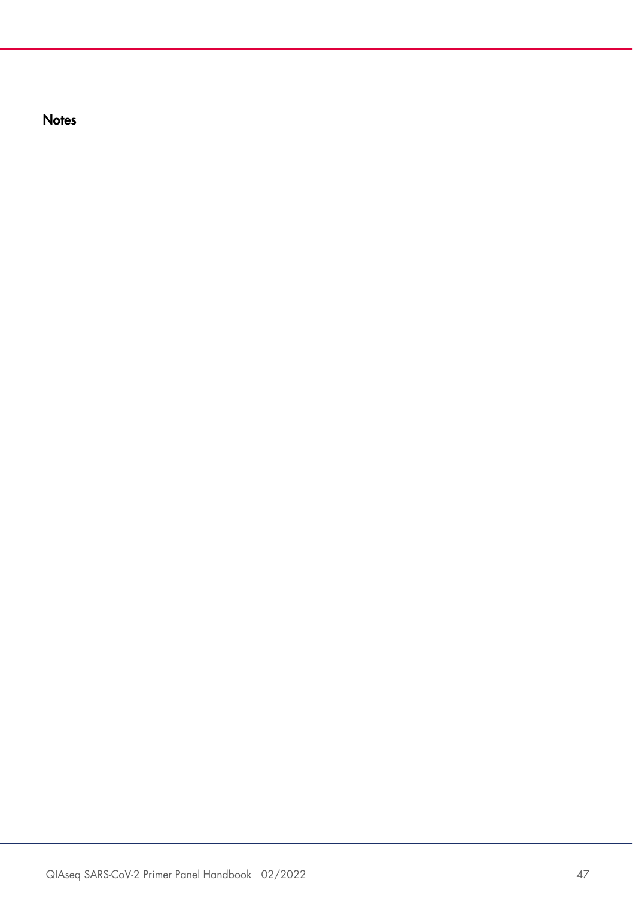## Notes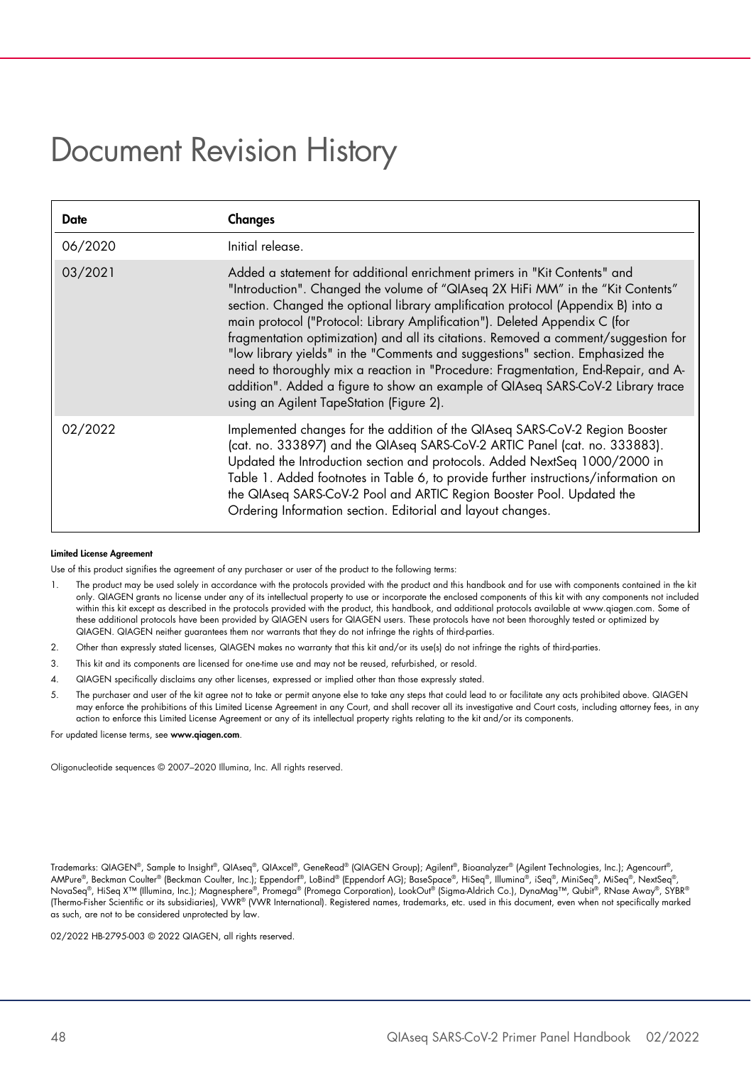# Document Revision History

| Date | Changes |
|---|---|
| 06/2020 | Initial release. |
| 03/2021 | Added a statement for additional enrichment primers in "Kit Contents" and "Introduction". Changed the volume of "QIAseq 2X HiFi MM" in the "Kit Contents" section. Changed the optional library amplification protocol (Appendix B) into a main protocol ("Protocol: Library Amplification"). Deleted Appendix C (for fragmentation optimization) and all its citations. Removed a comment/suggestion for "low library yields" in the "Comments and suggestions" section. Emphasized the need to thoroughly mix a reaction in "Procedure: Fragmentation, End-Repair, and A-addition". Added a figure to show an example of QIAseq SARS-CoV-2 Library trace using an Agilent TapeStation (Figure 2). |
| 02/2022 | Implemented changes for the addition of the QIAseq SARS-CoV-2 Region Booster (cat. no. 333897) and the QIAseq SARS-CoV-2 ARTIC Panel (cat. no. 333883). Updated the Introduction section and protocols. Added NextSeq 1000/2000 in Table 1. Added footnotes in Table 6, to provide further instructions/information on the QIAseq SARS-CoV-2 Pool and ARTIC Region Booster Pool. Updated the Ordering Information section. Editorial and layout changes. |

**Limited License Agreement**

Use of this product signifies the agreement of any purchaser or user of the product to the following terms:

1. The product may be used solely in accordance with the protocols provided with the product and this handbook and for use with components contained in the kit only. QIAGEN grants no license under any of its intellectual property to use or incorporate the enclosed components of this kit with any components not included within this kit except as described in the protocols provided with the product, this handbook, and additional protocols available at www.qiagen.com. Some of these additional protocols have been provided by QIAGEN users for QIAGEN users. These protocols have not been thoroughly tested or optimized by QIAGEN. QIAGEN neither guarantees them nor warrants that they do not infringe the rights of third-parties.
2. Other than expressly stated licenses, QIAGEN makes no warranty that this kit and/or its use(s) do not infringe the rights of third-parties.
3. This kit and its components are licensed for one-time use and may not be reused, refurbished, or resold.
4. QIAGEN specifically disclaims any other licenses, expressed or implied other than those expressly stated.
5. The purchaser and user of the kit agree not to take or permit anyone else to take any steps that could lead to or facilitate any acts prohibited above. QIAGEN may enforce the prohibitions of this Limited License Agreement in any Court, and shall recover all its investigative and Court costs, including attorney fees, in any action to enforce this Limited License Agreement or any of its intellectual property rights relating to the kit and/or its components.

For updated license terms, see **www.qiagen.com**.

Oligonucleotide sequences © 2007–2020 Illumina, Inc. All rights reserved.

Trademarks: QIAGEN®, Sample to Insight®, QIAseq®, QIAxcel®, GeneRead® (QIAGEN Group); Agilent®, Bioanalyzer® (Agilent Technologies, Inc.); Agencourt®, AMPure®, Beckman Coulter® (Beckman Coulter, Inc.); Eppendorf®, LoBind® (Eppendorf AG); BaseSpace®, HiSeq®, Illumina®, iSeq®, MiniSeq®, MiSeq®, NextSeq®, NovaSeq®, HiSeq X™ (Illumina, Inc.); Magnesphere®, Promega® (Promega Corporation), LookOut® (Sigma-Aldrich Co.), DynaMag™, Qubit®, RNase Away®, SYBR® (Thermo-Fisher Scientific or its subsidiaries), VWR® (VWR International). Registered names, trademarks, etc. used in this document, even when not specifically marked as such, are not to be considered unprotected by law.

02/2022 HB-2795-003 © 2022 QIAGEN, all rights reserved.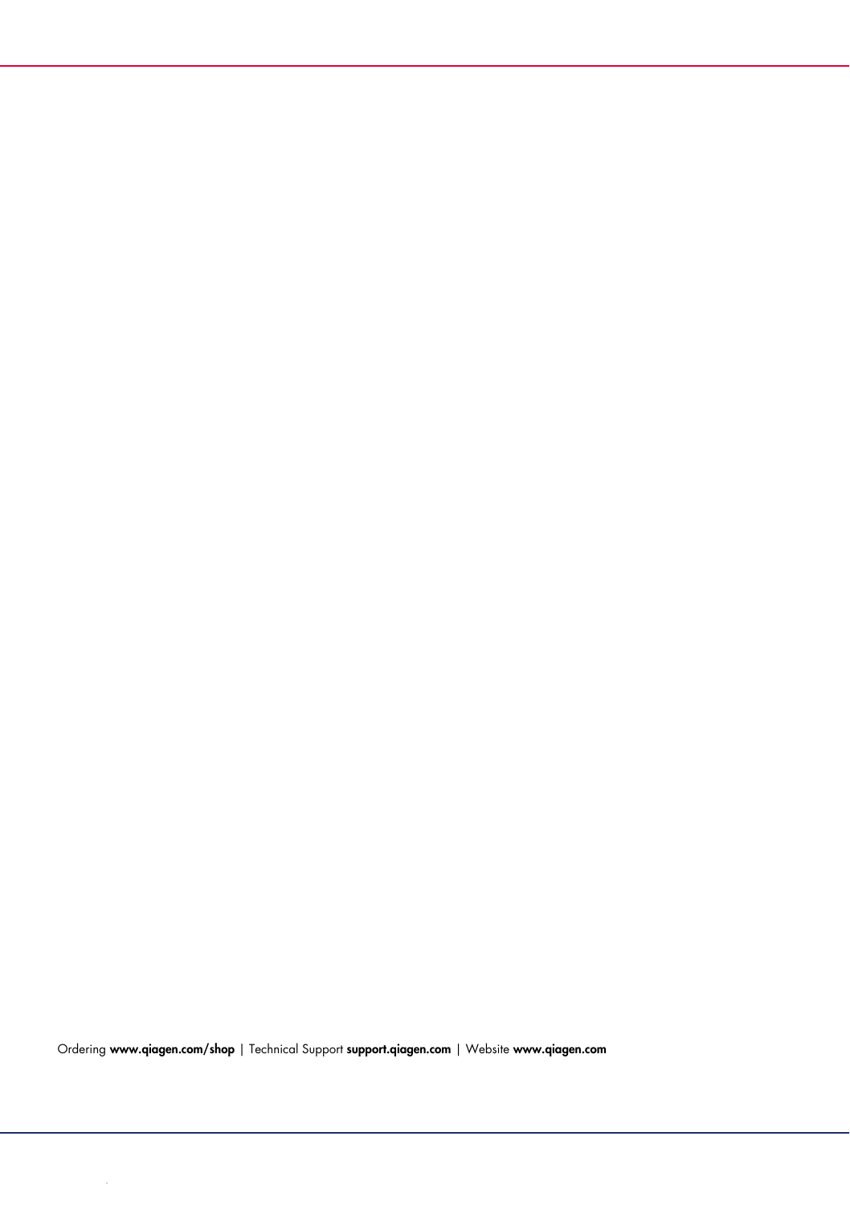Ordering **www.qiagen.com/shop** | Technical Support **support.qiagen.com** | Website **www.qiagen.com**